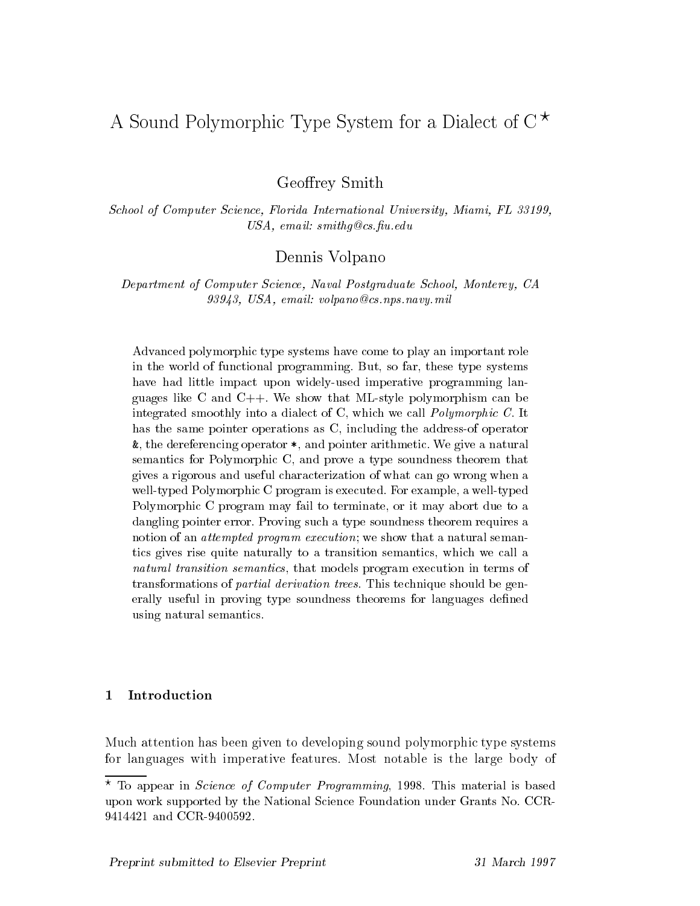# A Sound Polymorphic Type System for a Dialect of C ⋆

Geoffrey Smith

*School of Computer Science, Florida International University, Miami, FL 33199, USA, email: smithg@cs.fiu.edu*

Dennis Volpano

*Department of Computer Science, Naval Postgraduate School, Monterey, CA 93943, USA, email: volpano@cs.nps.navy.mil*

Advanced polymorphic type systems have come to play an important role in the world of functional programming. But, so far, these type systems have had little impact upon widely-used imperative programming languages like C and C++. We show that ML-style polymorphism can be integrated smoothly into a dialect of C, which we call *Polymorphic C*. It has the same pointer operations as C, including the address-of operator `&`, the dereferencing operator `*`, and pointer arithmetic. We give a natural semantics for Polymorphic C, and prove a type soundness theorem that gives a rigorous and useful characterization of what can go wrong when a well-typed Polymorphic C program is executed. For example, a well-typed Polymorphic C program may fail to terminate, or it may abort due to a dangling pointer error. Proving such a type soundness theorem requires a notion of an *attempted program execution*; we show that a natural semantics gives rise quite naturally to a transition semantics, which we call a *natural transition semantics*, that models program execution in terms of transformations of *partial derivation trees*. This technique should be generally useful in proving type soundness theorems for languages defined using natural semantics.

## 1 Introduction

Much attention has been given to developing sound polymorphic type systems for languages with imperative features. Most notable is the large body of

⋆ To appear in *Science of Computer Programming*, 1998. This material is based upon work supported by the National Science Foundation under Grants No. CCR-9414421 and CCR-9400592.

*Preprint submitted to Elsevier Preprint* 31 March 1997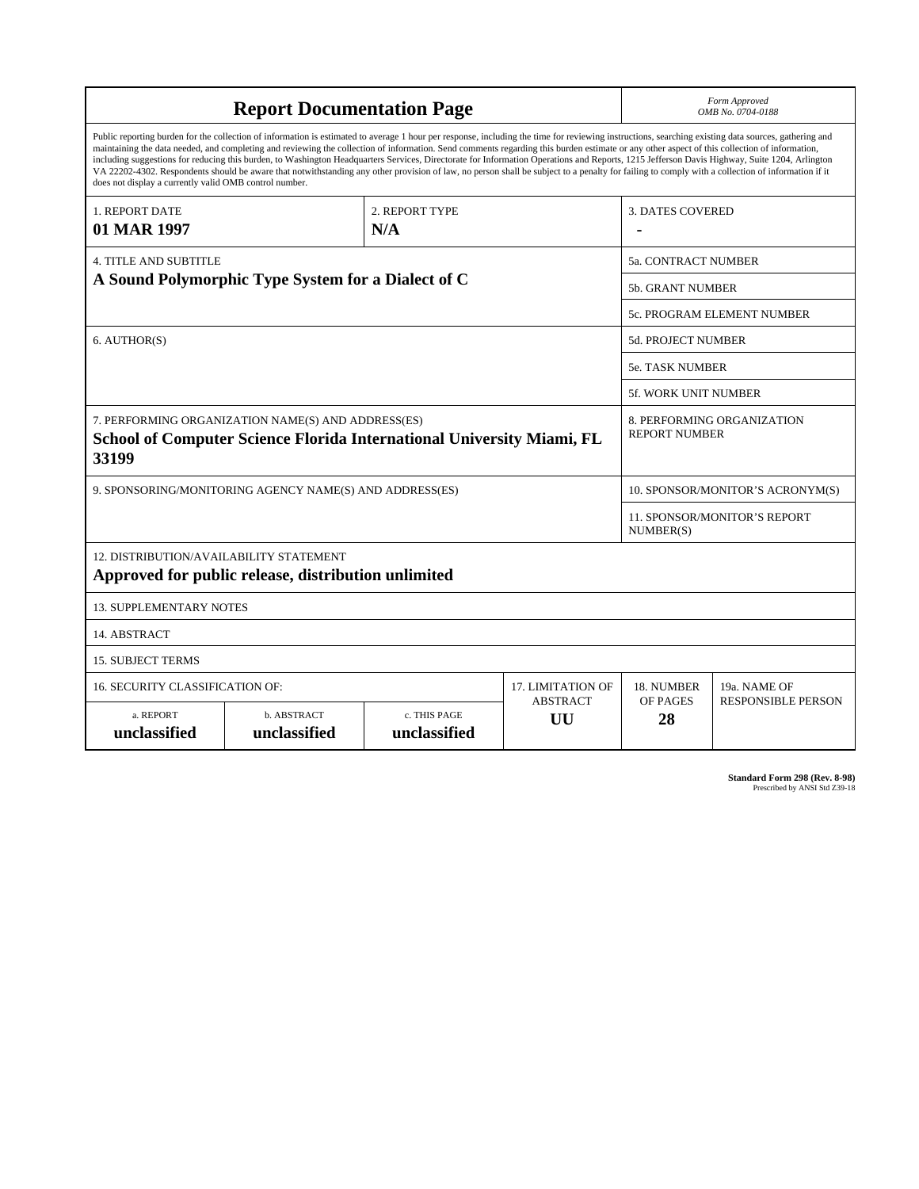# Report Documentation Page

*Form Approved*
*OMB No. 0704-0188*

Public reporting burden for the collection of information is estimated to average 1 hour per response, including the time for reviewing instructions, searching existing data sources, gathering and maintaining the data needed, and completing and reviewing the collection of information. Send comments regarding this burden estimate or any other aspect of this collection of information, including suggestions for reducing this burden, to Washington Headquarters Services, Directorate for Information Operations and Reports, 1215 Jefferson Davis Highway, Suite 1204, Arlington VA 22202-4302. Respondents should be aware that notwithstanding any other provision of law, no person shall be subject to a penalty for failing to comply with a collection of information if it does not display a currently valid OMB control number.

| | | |
|---|---|---|
| 1. REPORT DATE **01 MAR 1997** | 2. REPORT TYPE **N/A** | 3. DATES COVERED **-** |
| 4. TITLE AND SUBTITLE **A Sound Polymorphic Type System for a Dialect of C** | | 5a. CONTRACT NUMBER |
| | | 5b. GRANT NUMBER |
| | | 5c. PROGRAM ELEMENT NUMBER |
| 6. AUTHOR(S) | | 5d. PROJECT NUMBER |
| | | 5e. TASK NUMBER |
| | | 5f. WORK UNIT NUMBER |
| 7. PERFORMING ORGANIZATION NAME(S) AND ADDRESS(ES) **School of Computer Science Florida International University Miami, FL 33199** | | 8. PERFORMING ORGANIZATION REPORT NUMBER |
| 9. SPONSORING/MONITORING AGENCY NAME(S) AND ADDRESS(ES) | | 10. SPONSOR/MONITOR'S ACRONYM(S) |
| | | 11. SPONSOR/MONITOR'S REPORT NUMBER(S) |

12. DISTRIBUTION/AVAILABILITY STATEMENT
**Approved for public release, distribution unlimited**

13. SUPPLEMENTARY NOTES

14. ABSTRACT

15. SUBJECT TERMS

| 16. SECURITY CLASSIFICATION OF: | | | 17. LIMITATION OF ABSTRACT | 18. NUMBER OF PAGES | 19a. NAME OF RESPONSIBLE PERSON |
|---|---|---|---|---|---|
| a. REPORT **unclassified** | b. ABSTRACT **unclassified** | c. THIS PAGE **unclassified** | **UU** | **28** | |

**Standard Form 298 (Rev. 8-98)**
Prescribed by ANSI Std Z39-18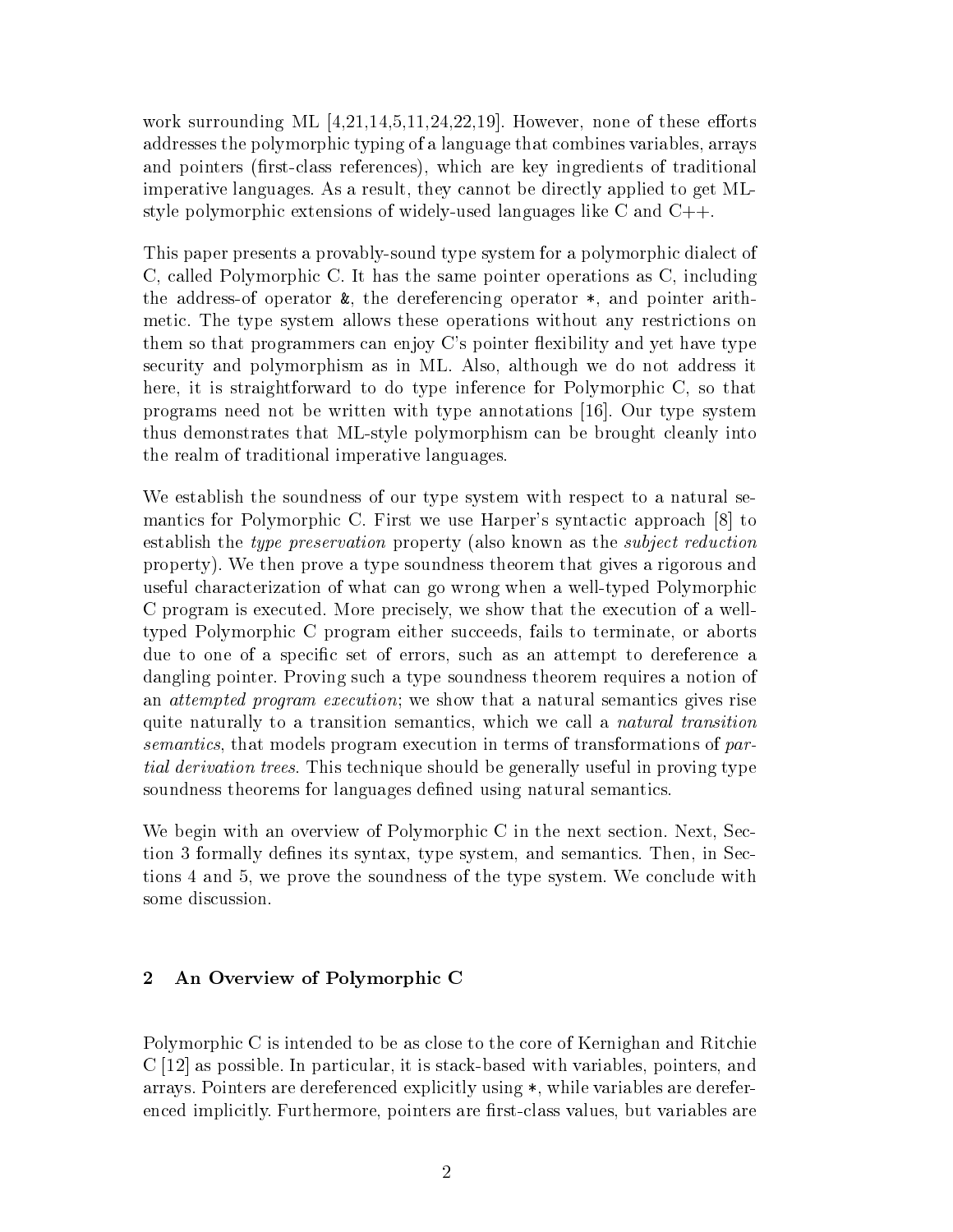work surrounding ML [4,21,14,5,11,24,22,19]. However, none of these efforts addresses the polymorphic typing of a language that combines variables, arrays and pointers (first-class references), which are key ingredients of traditional imperative languages. As a result, they cannot be directly applied to get ML-style polymorphic extensions of widely-used languages like C and C++.

This paper presents a provably-sound type system for a polymorphic dialect of C, called Polymorphic C. It has the same pointer operations as C, including the address-of operator &, the dereferencing operator *, and pointer arithmetic. The type system allows these operations without any restrictions on them so that programmers can enjoy C's pointer flexibility and yet have type security and polymorphism as in ML. Also, although we do not address it here, it is straightforward to do type inference for Polymorphic C, so that programs need not be written with type annotations [16]. Our type system thus demonstrates that ML-style polymorphism can be brought cleanly into the realm of traditional imperative languages.

We establish the soundness of our type system with respect to a natural semantics for Polymorphic C. First we use Harper's syntactic approach [8] to establish the *type preservation* property (also known as the *subject reduction* property). We then prove a type soundness theorem that gives a rigorous and useful characterization of what can go wrong when a well-typed Polymorphic C program is executed. More precisely, we show that the execution of a well-typed Polymorphic C program either succeeds, fails to terminate, or aborts due to one of a specific set of errors, such as an attempt to dereference a dangling pointer. Proving such a type soundness theorem requires a notion of an *attempted program execution*; we show that a natural semantics gives rise quite naturally to a transition semantics, which we call a *natural transition semantics*, that models program execution in terms of transformations of *partial derivation trees*. This technique should be generally useful in proving type soundness theorems for languages defined using natural semantics.

We begin with an overview of Polymorphic C in the next section. Next, Section 3 formally defines its syntax, type system, and semantics. Then, in Sections 4 and 5, we prove the soundness of the type system. We conclude with some discussion.

## 2 An Overview of Polymorphic C

Polymorphic C is intended to be as close to the core of Kernighan and Ritchie C [12] as possible. In particular, it is stack-based with variables, pointers, and arrays. Pointers are dereferenced explicitly using *, while variables are dereferenced implicitly. Furthermore, pointers are first-class values, but variables are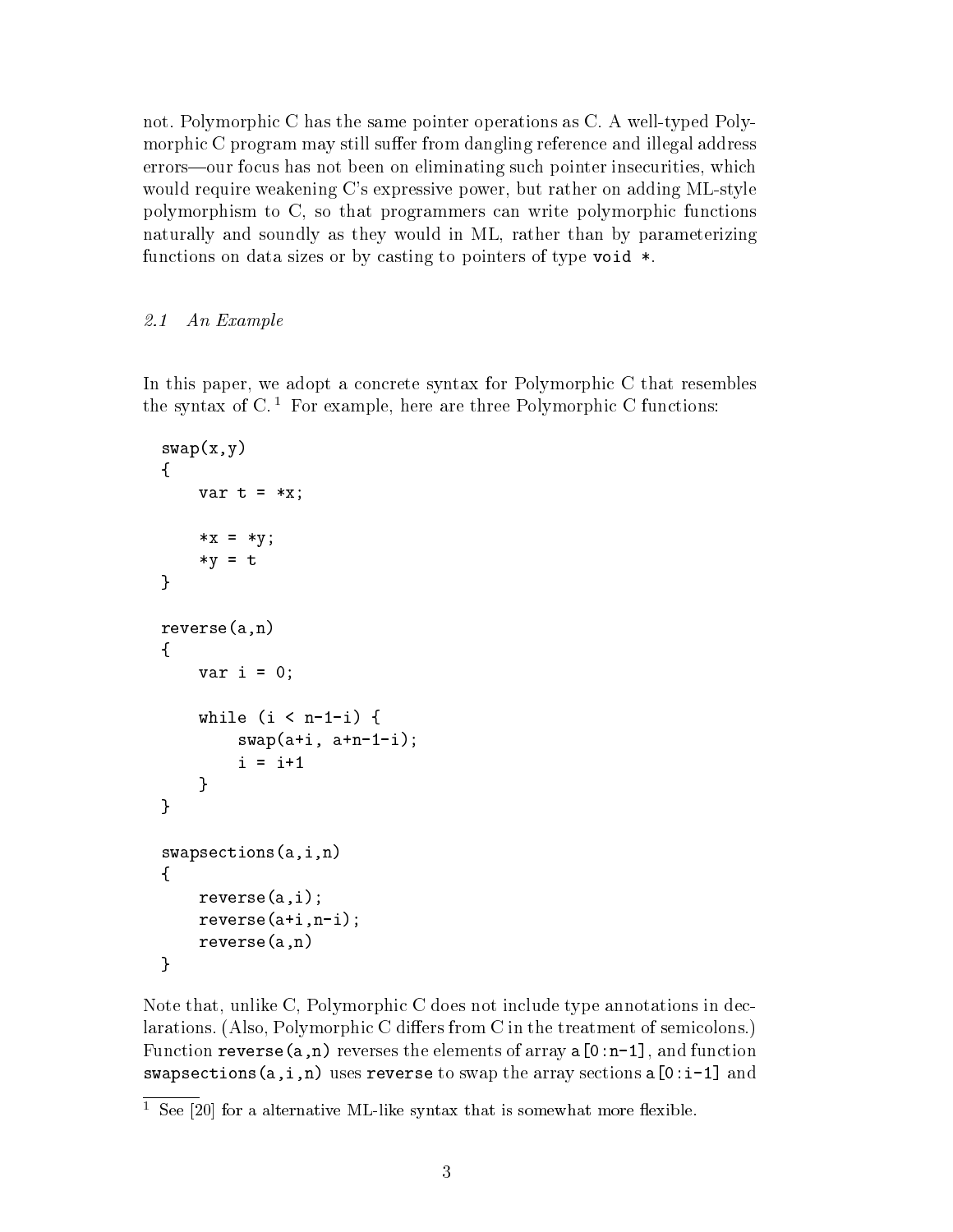not. Polymorphic C has the same pointer operations as C. A well-typed Polymorphic C program may still suffer from dangling reference and illegal address errors—our focus has not been on eliminating such pointer insecurities, which would require weakening C's expressive power, but rather on adding ML-style polymorphism to C, so that programmers can write polymorphic functions naturally and soundly as they would in ML, rather than by parameterizing functions on data sizes or by casting to pointers of type `void *`.

### *2.1 An Example*

In this paper, we adopt a concrete syntax for Polymorphic C that resembles the syntax of C.[1] For example, here are three Polymorphic C functions:

```
swap(x,y)
{
    var t = *x;

    *x = *y;
    *y = t
}

reverse(a,n)
{
    var i = 0;

    while (i < n-1-i) {
        swap(a+i, a+n-1-i);
        i = i+1
    }
}

swapsections(a,i,n)
{
    reverse(a,i);
    reverse(a+i,n-i);
    reverse(a,n)
}
```

Note that, unlike C, Polymorphic C does not include type annotations in declarations. (Also, Polymorphic C differs from C in the treatment of semicolons.) Function `reverse(a,n)` reverses the elements of array `a[0:n-1]`, and function `swapsections(a,i,n)` uses `reverse` to swap the array sections `a[0:i-1]` and

[1] See [20] for a alternative ML-like syntax that is somewhat more flexible.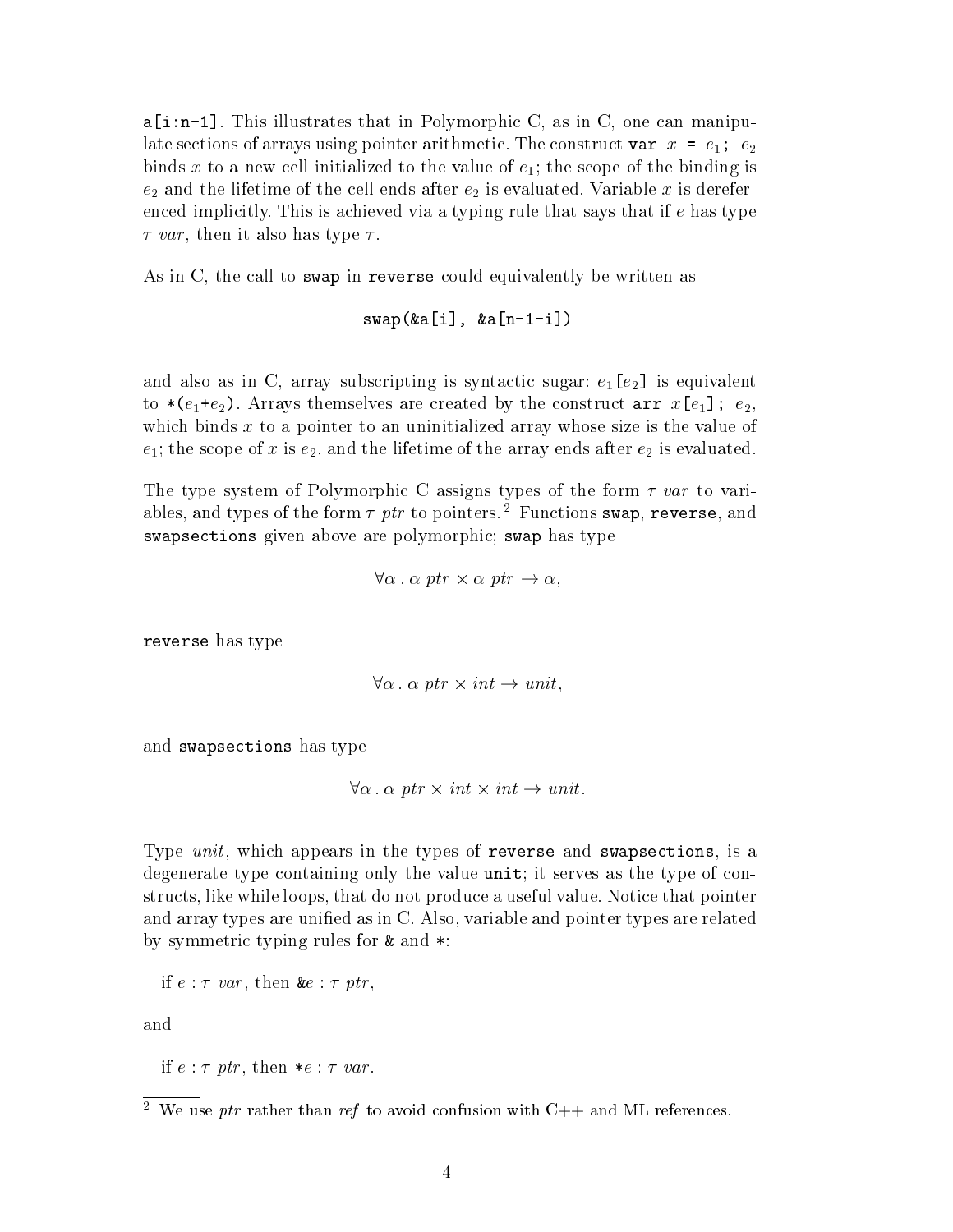a[i:n-1]. This illustrates that in Polymorphic C, as in C, one can manipulate sections of arrays using pointer arithmetic. The construct `var` $x$ `=` $e_1$`;` $e_2$ binds $x$ to a new cell initialized to the value of $e_1$; the scope of the binding is $e_2$ and the lifetime of the cell ends after $e_2$ is evaluated. Variable $x$ is dereferenced implicitly. This is achieved via a typing rule that says that if $e$ has type $\tau$ *var*, then it also has type $\tau$.

As in C, the call to `swap` in `reverse` could equivalently be written as

```
swap(&a[i], &a[n-1-i])
```

and also as in C, array subscripting is syntactic sugar: $e_1$`[`$e_2$`]` is equivalent to `*(`$e_1$`+`$e_2$`)`. Arrays themselves are created by the construct `arr` $x$`[`$e_1$`];` $e_2$, which binds $x$ to a pointer to an uninitialized array whose size is the value of $e_1$; the scope of $x$ is $e_2$, and the lifetime of the array ends after $e_2$ is evaluated.

The type system of Polymorphic C assigns types of the form $\tau$ *var* to variables, and types of the form $\tau$ *ptr* to pointers.[2] Functions `swap`, `reverse`, and `swapsections` given above are polymorphic; `swap` has type

$$\forall \alpha \,.\, \alpha \; ptr \times \alpha \; ptr \rightarrow \alpha,$$

`reverse` has type

$$\forall \alpha \,.\, \alpha \; ptr \times int \rightarrow unit,$$

and `swapsections` has type

$$\forall \alpha \,.\, \alpha \; ptr \times int \times int \rightarrow unit.$$

Type *unit*, which appears in the types of `reverse` and `swapsections`, is a degenerate type containing only the value `unit`; it serves as the type of constructs, like while loops, that do not produce a useful value. Notice that pointer and array types are unified as in C. Also, variable and pointer types are related by symmetric typing rules for `&` and `*`:

if $e : \tau \; var$, then `&`$e : \tau \; ptr$,

and

if $e : \tau \; ptr$, then `*`$e : \tau \; var$.

[2] We use *ptr* rather than *ref* to avoid confusion with C++ and ML references.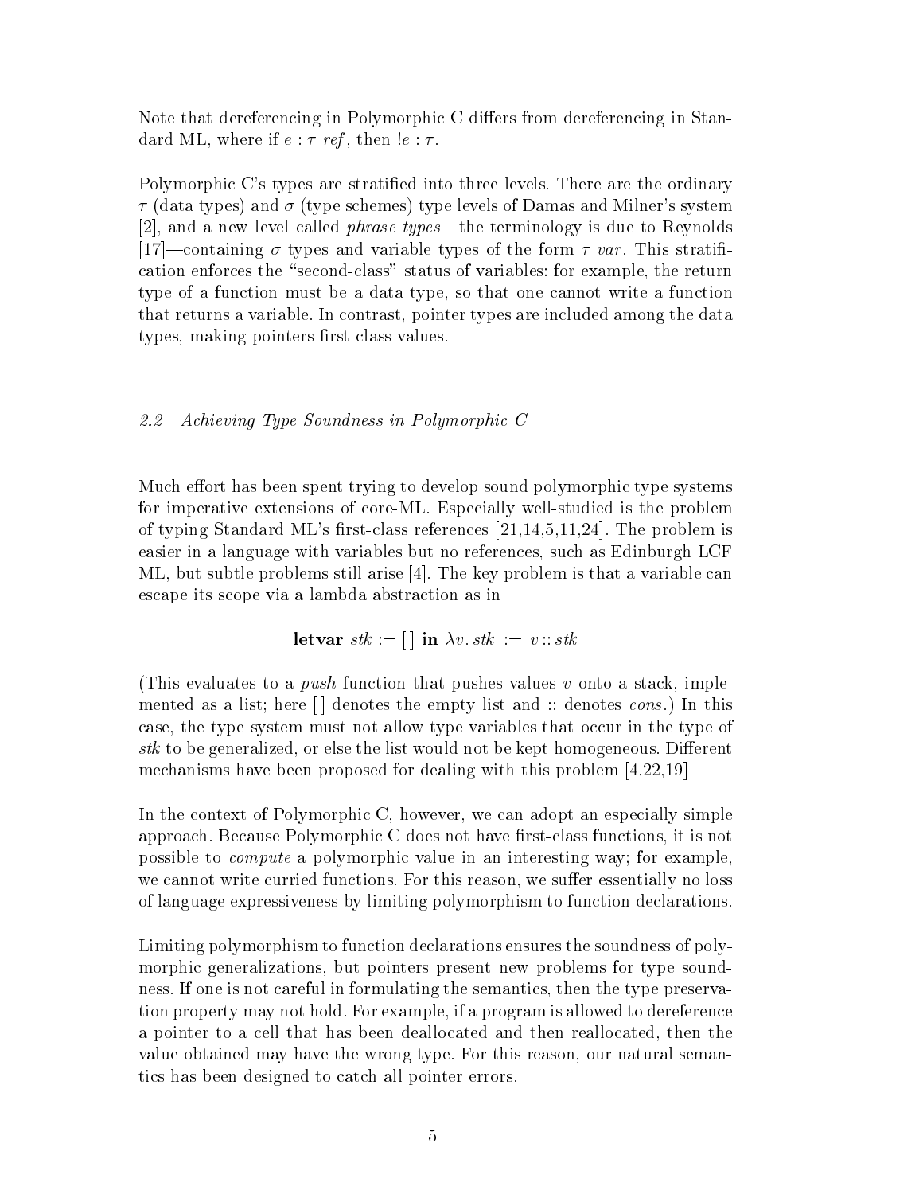Note that dereferencing in Polymorphic C differs from dereferencing in Standard ML, where if $e : \tau\ ref$, then $!e : \tau$.

Polymorphic C's types are stratified into three levels. There are the ordinary $\tau$ (data types) and $\sigma$ (type schemes) type levels of Damas and Milner's system [2], and a new level called *phrase types*—the terminology is due to Reynolds [17]—containing $\sigma$ types and variable types of the form $\tau\ var$. This stratification enforces the "second-class" status of variables: for example, the return type of a function must be a data type, so that one cannot write a function that returns a variable. In contrast, pointer types are included among the data types, making pointers first-class values.

### *2.2 Achieving Type Soundness in Polymorphic C*

Much effort has been spent trying to develop sound polymorphic type systems for imperative extensions of core-ML. Especially well-studied is the problem of typing Standard ML's first-class references [21,14,5,11,24]. The problem is easier in a language with variables but no references, such as Edinburgh LCF ML, but subtle problems still arise [4]. The key problem is that a variable can escape its scope via a lambda abstraction as in

$$\textbf{letvar}\ stk := [\,]\ \textbf{in}\ \lambda v.\, stk\ :=\ v :: stk$$

(This evaluates to a *push* function that pushes values $v$ onto a stack, implemented as a list; here $[\,]$ denotes the empty list and $::$ denotes *cons*.) In this case, the type system must not allow type variables that occur in the type of *stk* to be generalized, or else the list would not be kept homogeneous. Different mechanisms have been proposed for dealing with this problem [4,22,19]

In the context of Polymorphic C, however, we can adopt an especially simple approach. Because Polymorphic C does not have first-class functions, it is not possible to *compute* a polymorphic value in an interesting way; for example, we cannot write curried functions. For this reason, we suffer essentially no loss of language expressiveness by limiting polymorphism to function declarations.

Limiting polymorphism to function declarations ensures the soundness of polymorphic generalizations, but pointers present new problems for type soundness. If one is not careful in formulating the semantics, then the type preservation property may not hold. For example, if a program is allowed to dereference a pointer to a cell that has been deallocated and then reallocated, then the value obtained may have the wrong type. For this reason, our natural semantics has been designed to catch all pointer errors.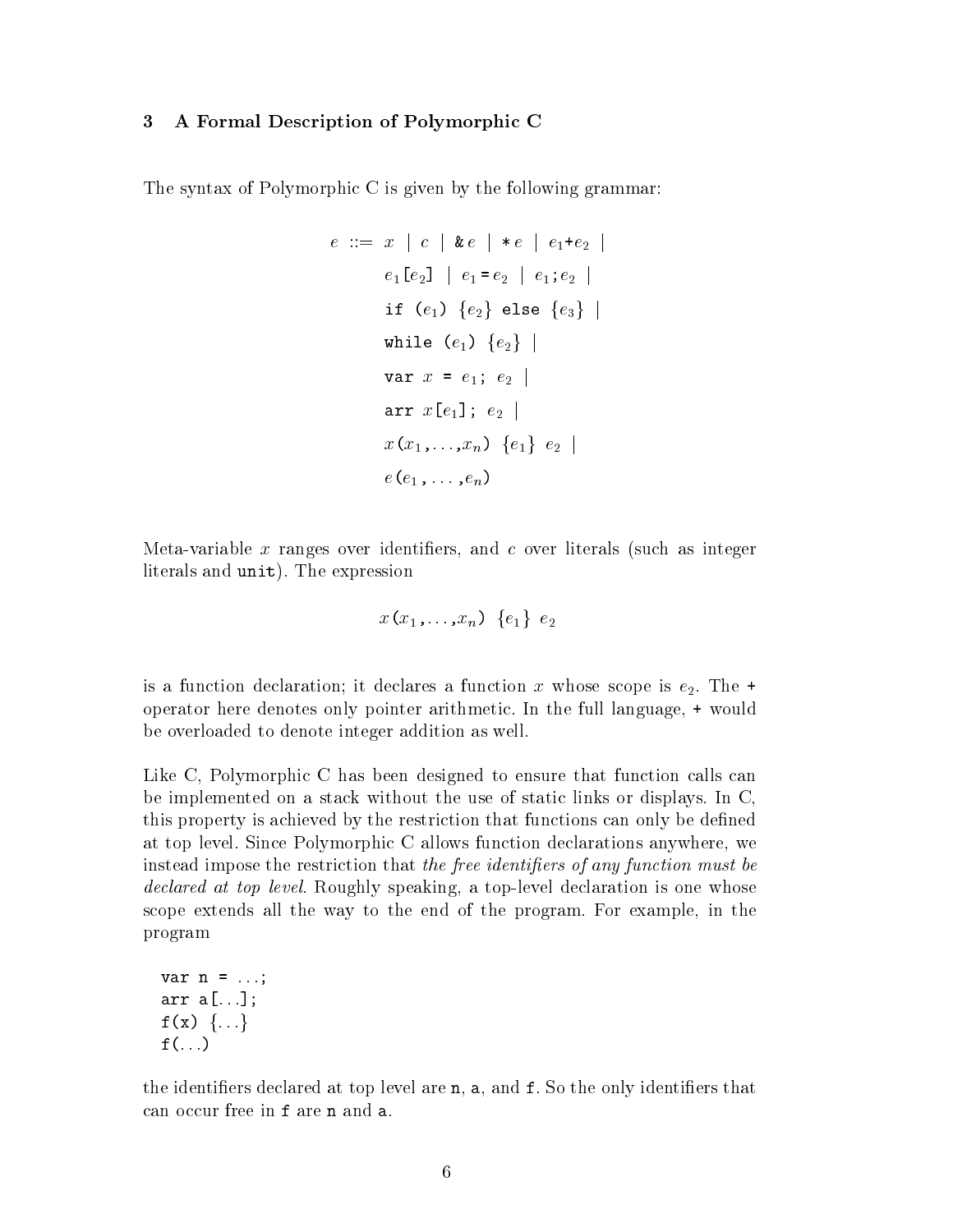## 3 A Formal Description of Polymorphic C

The syntax of Polymorphic C is given by the following grammar:

$$
\begin{array}{rl}
e ::= & x \mid c \mid \texttt{\&}\,e \mid \texttt{*}\,e \mid e_1\texttt{+}e_2 \mid \\
& e_1\texttt{[}e_2\texttt{]} \mid e_1\texttt{=}e_2 \mid e_1\texttt{;}e_2 \mid \\
& \texttt{if (}e_1\texttt{) \{}e_2\texttt{\} else \{}e_3\texttt{\}} \mid \\
& \texttt{while (}e_1\texttt{) \{}e_2\texttt{\}} \mid \\
& \texttt{var } x \texttt{ = } e_1\texttt{; } e_2 \mid \\
& \texttt{arr } x\texttt{[}e_1\texttt{]; } e_2 \mid \\
& x\texttt{(}x_1\texttt{,}\ldots\texttt{,}x_n\texttt{) \{}e_1\texttt{\} } e_2 \mid \\
& e\texttt{(}e_1\texttt{,}\ldots\texttt{,}e_n\texttt{)}
\end{array}
$$

Meta-variable $x$ ranges over identifiers, and $c$ over literals (such as integer literals and `unit`). The expression

$$x\texttt{(}x_1\texttt{,}\ldots\texttt{,}x_n\texttt{) \{}e_1\texttt{\} } e_2$$

is a function declaration; it declares a function $x$ whose scope is $e_2$. The `+` operator here denotes only pointer arithmetic. In the full language, `+` would be overloaded to denote integer addition as well.

Like C, Polymorphic C has been designed to ensure that function calls can be implemented on a stack without the use of static links or displays. In C, this property is achieved by the restriction that functions can only be defined at top level. Since Polymorphic C allows function declarations anywhere, we instead impose the restriction that *the free identifiers of any function must be declared at top level*. Roughly speaking, a top-level declaration is one whose scope extends all the way to the end of the program. For example, in the program

```
var n = ...;
arr a[...];
f(x) {...}
f(...)
```

the identifiers declared at top level are `n`, `a`, and `f`. So the only identifiers that can occur free in `f` are `n` and `a`.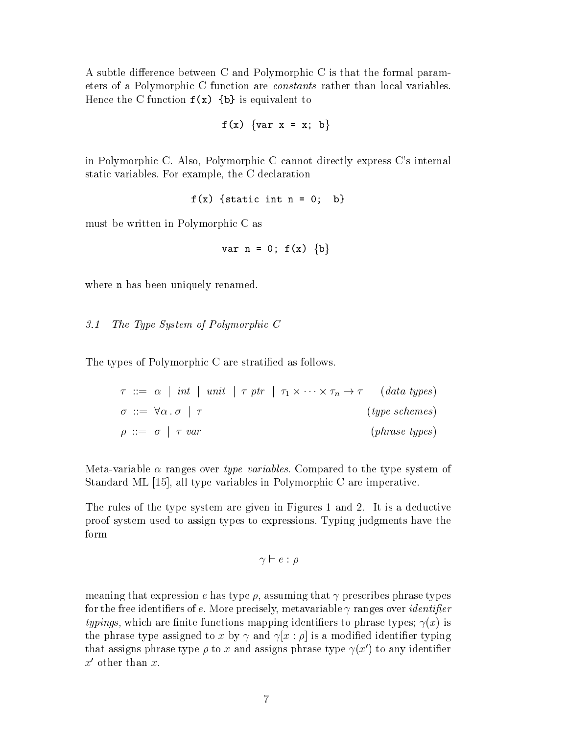A subtle difference between C and Polymorphic C is that the formal parameters of a Polymorphic C function are *constants* rather than local variables. Hence the C function `f(x) {b}` is equivalent to

```
f(x) {var x = x; b}
```

in Polymorphic C. Also, Polymorphic C cannot directly express C's internal static variables. For example, the C declaration

```
f(x) {static int n = 0;  b}
```

must be written in Polymorphic C as

```
var n = 0; f(x) {b}
```

where `n` has been uniquely renamed.

### *3.1 The Type System of Polymorphic C*

The types of Polymorphic C are stratified as follows.

$$
\begin{array}{lll}
\tau ::= \alpha \mid int \mid unit \mid \tau\ ptr \mid \tau_1 \times \cdots \times \tau_n \rightarrow \tau & & (\textit{data types}) \\
\sigma ::= \forall \alpha \,.\, \sigma \mid \tau & & (\textit{type schemes}) \\
\rho ::= \sigma \mid \tau\ var & & (\textit{phrase types})
\end{array}
$$

Meta-variable $\alpha$ ranges over *type variables*. Compared to the type system of Standard ML [15], all type variables in Polymorphic C are imperative.

The rules of the type system are given in Figures 1 and 2. It is a deductive proof system used to assign types to expressions. Typing judgments have the form

$$\gamma \vdash e : \rho$$

meaning that expression $e$ has type $\rho$, assuming that $\gamma$ prescribes phrase types for the free identifiers of $e$. More precisely, metavariable $\gamma$ ranges over *identifier typings*, which are finite functions mapping identifiers to phrase types; $\gamma(x)$ is the phrase type assigned to $x$ by $\gamma$ and $\gamma[x : \rho]$ is a modified identifier typing that assigns phrase type $\rho$ to $x$ and assigns phrase type $\gamma(x')$ to any identifier $x'$ other than $x$.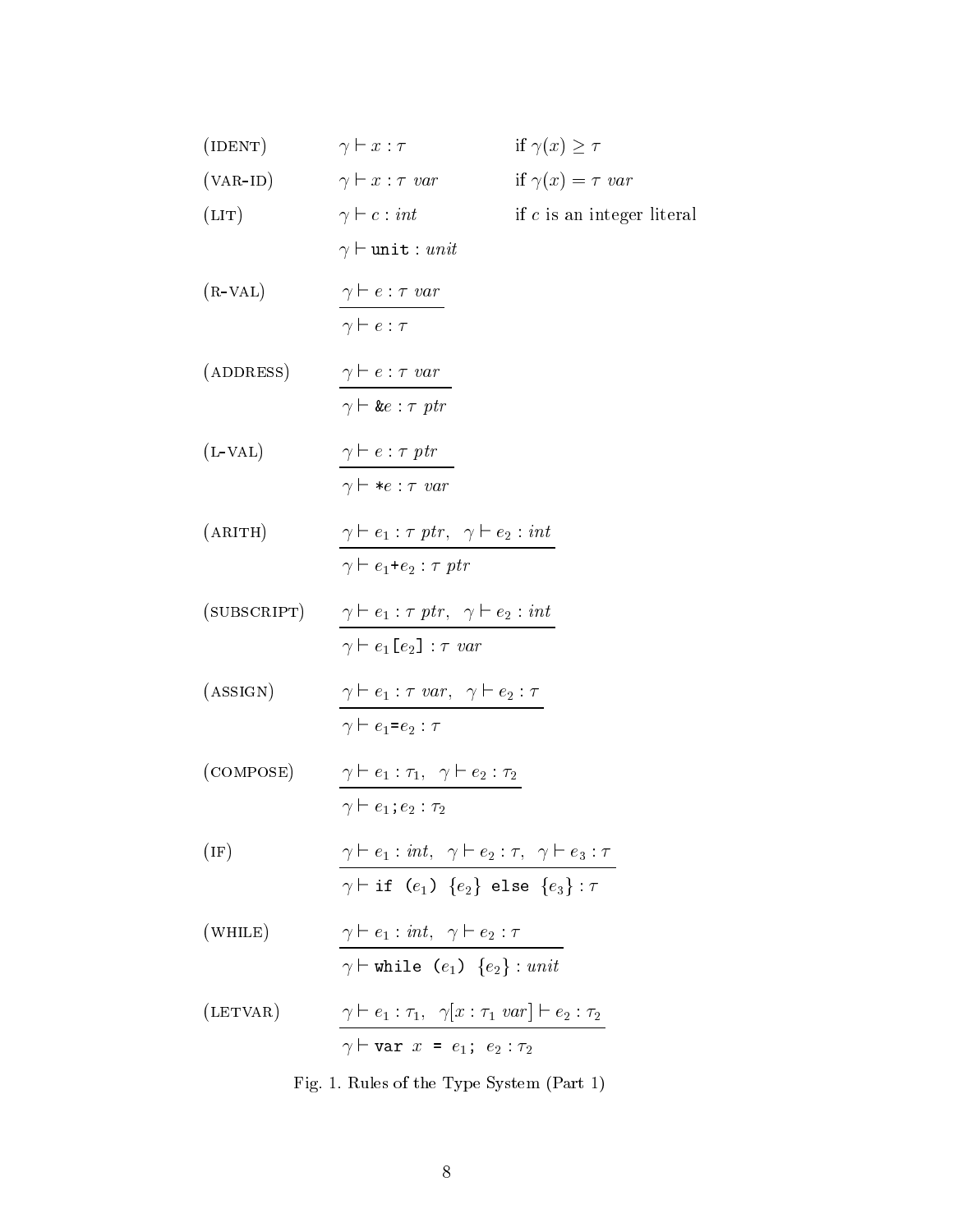(IDENT) $\quad \gamma \vdash x : \tau \quad$ if $\gamma(x) \geq \tau$

(VAR-ID) $\quad \gamma \vdash x : \tau\ var \quad$ if $\gamma(x) = \tau\ var$

(LIT) $\quad \gamma \vdash c : int \quad$ if $c$ is an integer literal

$\quad \gamma \vdash \texttt{unit} : unit$

(R-VAL)
$$\frac{\gamma \vdash e : \tau\ var}{\gamma \vdash e : \tau}$$

(ADDRESS)
$$\frac{\gamma \vdash e : \tau\ var}{\gamma \vdash \texttt{\&}e : \tau\ ptr}$$

(L-VAL)
$$\frac{\gamma \vdash e : \tau\ ptr}{\gamma \vdash \texttt{*}e : \tau\ var}$$

(ARITH)
$$\frac{\gamma \vdash e_1 : \tau\ ptr, \quad \gamma \vdash e_2 : int}{\gamma \vdash e_1\texttt{+}e_2 : \tau\ ptr}$$

(SUBSCRIPT)
$$\frac{\gamma \vdash e_1 : \tau\ ptr, \quad \gamma \vdash e_2 : int}{\gamma \vdash e_1\texttt{[}e_2\texttt{]} : \tau\ var}$$

(ASSIGN)
$$\frac{\gamma \vdash e_1 : \tau\ var, \quad \gamma \vdash e_2 : \tau}{\gamma \vdash e_1\texttt{=}e_2 : \tau}$$

(COMPOSE)
$$\frac{\gamma \vdash e_1 : \tau_1, \quad \gamma \vdash e_2 : \tau_2}{\gamma \vdash e_1\texttt{;}e_2 : \tau_2}$$

(IF)
$$\frac{\gamma \vdash e_1 : int, \quad \gamma \vdash e_2 : \tau, \quad \gamma \vdash e_3 : \tau}{\gamma \vdash \texttt{if (}e_1\texttt{) \{}e_2\texttt{\} else \{}e_3\texttt{\}} : \tau}$$

(WHILE)
$$\frac{\gamma \vdash e_1 : int, \quad \gamma \vdash e_2 : \tau}{\gamma \vdash \texttt{while (}e_1\texttt{) \{}e_2\texttt{\}} : unit}$$

(LETVAR)
$$\frac{\gamma \vdash e_1 : \tau_1, \quad \gamma[x : \tau_1\ var] \vdash e_2 : \tau_2}{\gamma \vdash \texttt{var } x \texttt{ = } e_1\texttt{; } e_2 : \tau_2}$$

Fig. 1. Rules of the Type System (Part 1)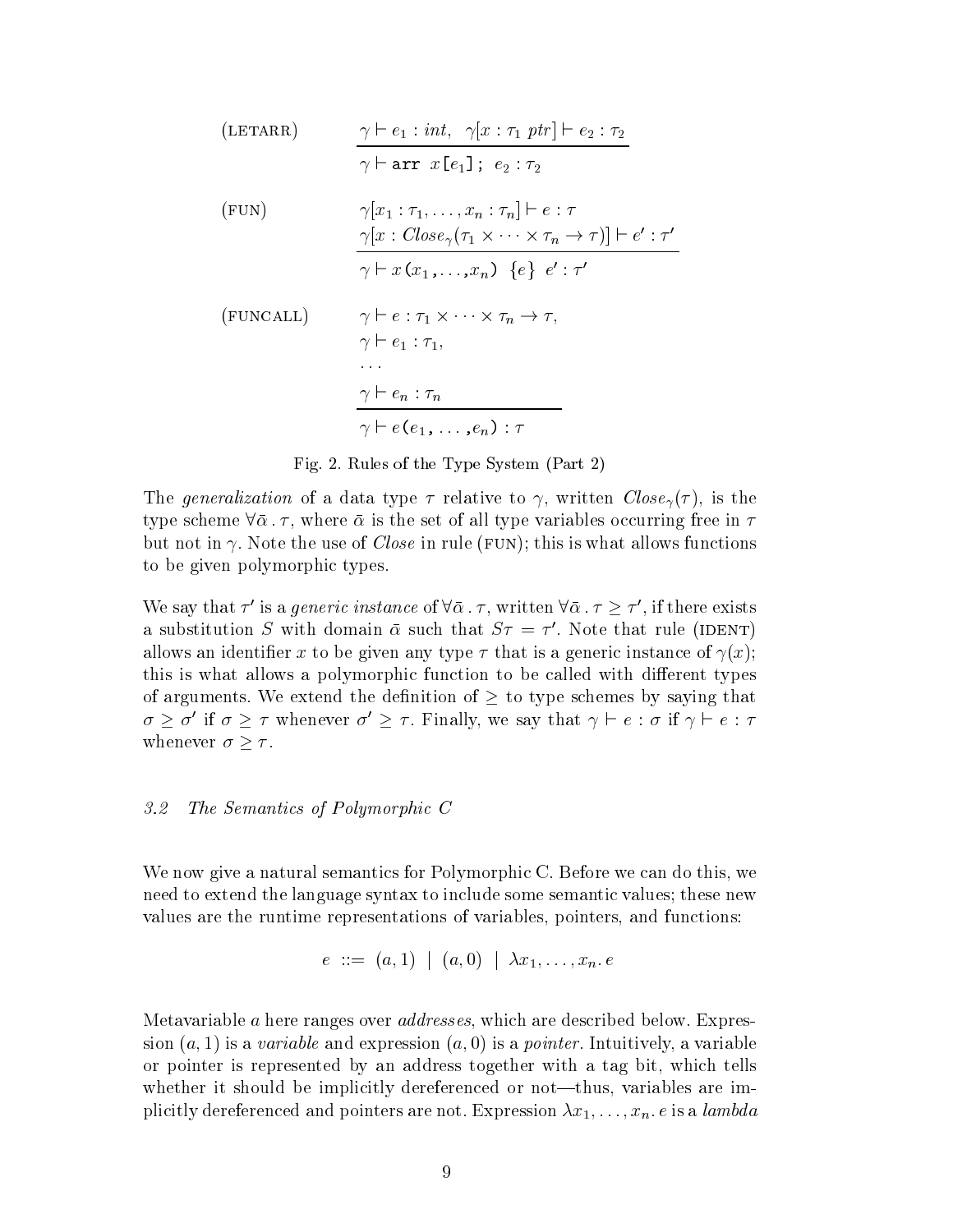(LETARR)

$$\frac{\gamma \vdash e_1 : int, \quad \gamma[x : \tau_1\ ptr] \vdash e_2 : \tau_2}{\gamma \vdash \texttt{arr}\ x\texttt{[}e_1\texttt{];}\ e_2 : \tau_2}$$

(FUN)

$$\frac{\begin{array}{l}\gamma[x_1 : \tau_1, \ldots, x_n : \tau_n] \vdash e : \tau \\ \gamma[x : \mathit{Close}_\gamma(\tau_1 \times \cdots \times \tau_n \to \tau)] \vdash e' : \tau'\end{array}}{\gamma \vdash x\texttt{(}x_1\texttt{,}\ldots\texttt{,}x_n\texttt{)}\ \ \texttt{\{}e\texttt{\}}\ \ e' : \tau'}$$

(FUNCALL)

$$\frac{\begin{array}{l}\gamma \vdash e : \tau_1 \times \cdots \times \tau_n \to \tau, \\ \gamma \vdash e_1 : \tau_1, \\ \ldots \\ \gamma \vdash e_n : \tau_n\end{array}}{\gamma \vdash e\texttt{(}e_1\texttt{,}\ \ldots\ \texttt{,}e_n\texttt{)} : \tau}$$

Fig. 2. Rules of the Type System (Part 2)

The *generalization* of a data type $\tau$ relative to $\gamma$, written $\mathit{Close}_\gamma(\tau)$, is the type scheme $\forall \bar{\alpha} \,.\, \tau$, where $\bar{\alpha}$ is the set of all type variables occurring free in $\tau$ but not in $\gamma$. Note the use of *Close* in rule (FUN); this is what allows functions to be given polymorphic types.

We say that $\tau'$ is a *generic instance* of $\forall \bar{\alpha} \,.\, \tau$, written $\forall \bar{\alpha} \,.\, \tau \geq \tau'$, if there exists a substitution $S$ with domain $\bar{\alpha}$ such that $S\tau = \tau'$. Note that rule (IDENT) allows an identifier $x$ to be given any type $\tau$ that is a generic instance of $\gamma(x)$; this is what allows a polymorphic function to be called with different types of arguments. We extend the definition of $\geq$ to type schemes by saying that $\sigma \geq \sigma'$ if $\sigma \geq \tau$ whenever $\sigma' \geq \tau$. Finally, we say that $\gamma \vdash e : \sigma$ if $\gamma \vdash e : \tau$ whenever $\sigma \geq \tau$.

### 3.2 The Semantics of Polymorphic C

We now give a natural semantics for Polymorphic C. Before we can do this, we need to extend the language syntax to include some semantic values; these new values are the runtime representations of variables, pointers, and functions:

$$e \ ::= \ (a, 1) \ \mid \ (a, 0) \ \mid \ \lambda x_1, \ldots, x_n.\, e$$

Metavariable $a$ here ranges over *addresses*, which are described below. Expression $(a, 1)$ is a *variable* and expression $(a, 0)$ is a *pointer*. Intuitively, a variable or pointer is represented by an address together with a tag bit, which tells whether it should be implicitly dereferenced or not—thus, variables are implicitly dereferenced and pointers are not. Expression $\lambda x_1, \ldots, x_n.\, e$ is a *lambda*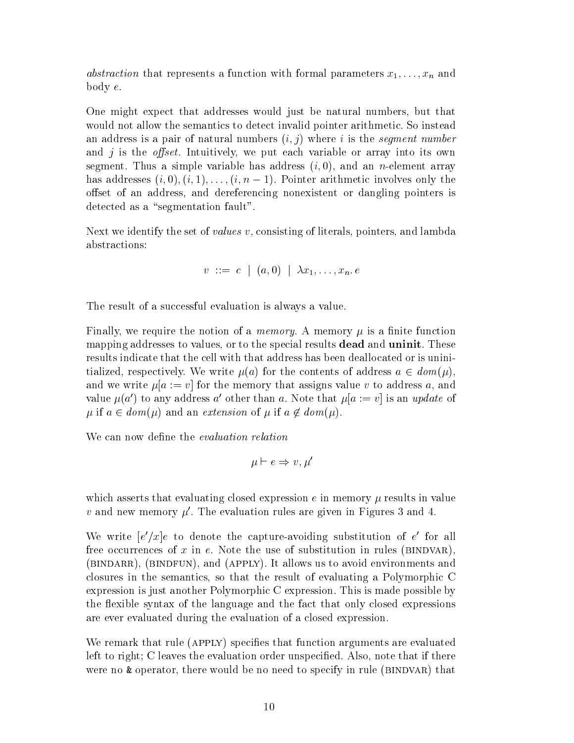*abstraction* that represents a function with formal parameters $x_1, \ldots, x_n$ and body $e$.

One might expect that addresses would just be natural numbers, but that would not allow the semantics to detect invalid pointer arithmetic. So instead an address is a pair of natural numbers $(i, j)$ where $i$ is the *segment number* and $j$ is the *offset*. Intuitively, we put each variable or array into its own segment. Thus a simple variable has address $(i, 0)$, and an $n$-element array has addresses $(i, 0), (i, 1), \ldots, (i, n-1)$. Pointer arithmetic involves only the offset of an address, and dereferencing nonexistent or dangling pointers is detected as a "segmentation fault".

Next we identify the set of *values* $v$, consisting of literals, pointers, and lambda abstractions:

$$v \ ::= \ c \ \mid \ (a, 0) \ \mid \ \lambda x_1, \ldots, x_n.\, e$$

The result of a successful evaluation is always a value.

Finally, we require the notion of a *memory*. A memory $\mu$ is a finite function mapping addresses to values, or to the special results **dead** and **uninit**. These results indicate that the cell with that address has been deallocated or is uninitialized, respectively. We write $\mu(a)$ for the contents of address $a \in dom(\mu)$, and we write $\mu[a := v]$ for the memory that assigns value $v$ to address $a$, and value $\mu(a')$ to any address $a'$ other than $a$. Note that $\mu[a := v]$ is an *update* of $\mu$ if $a \in dom(\mu)$ and an *extension* of $\mu$ if $a \notin dom(\mu)$.

We can now define the *evaluation relation*

$$\mu \vdash e \Rightarrow v, \mu'$$

which asserts that evaluating closed expression $e$ in memory $\mu$ results in value $v$ and new memory $\mu'$. The evaluation rules are given in Figures 3 and 4.

We write $[e'/x]e$ to denote the capture-avoiding substitution of $e'$ for all free occurrences of $x$ in $e$. Note the use of substitution in rules (BINDVAR), (BINDARR), (BINDFUN), and (APPLY). It allows us to avoid environments and closures in the semantics, so that the result of evaluating a Polymorphic C expression is just another Polymorphic C expression. This is made possible by the flexible syntax of the language and the fact that only closed expressions are ever evaluated during the evaluation of a closed expression.

We remark that rule (APPLY) specifies that function arguments are evaluated left to right; C leaves the evaluation order unspecified. Also, note that if there were no & operator, there would be no need to specify in rule (BINDVAR) that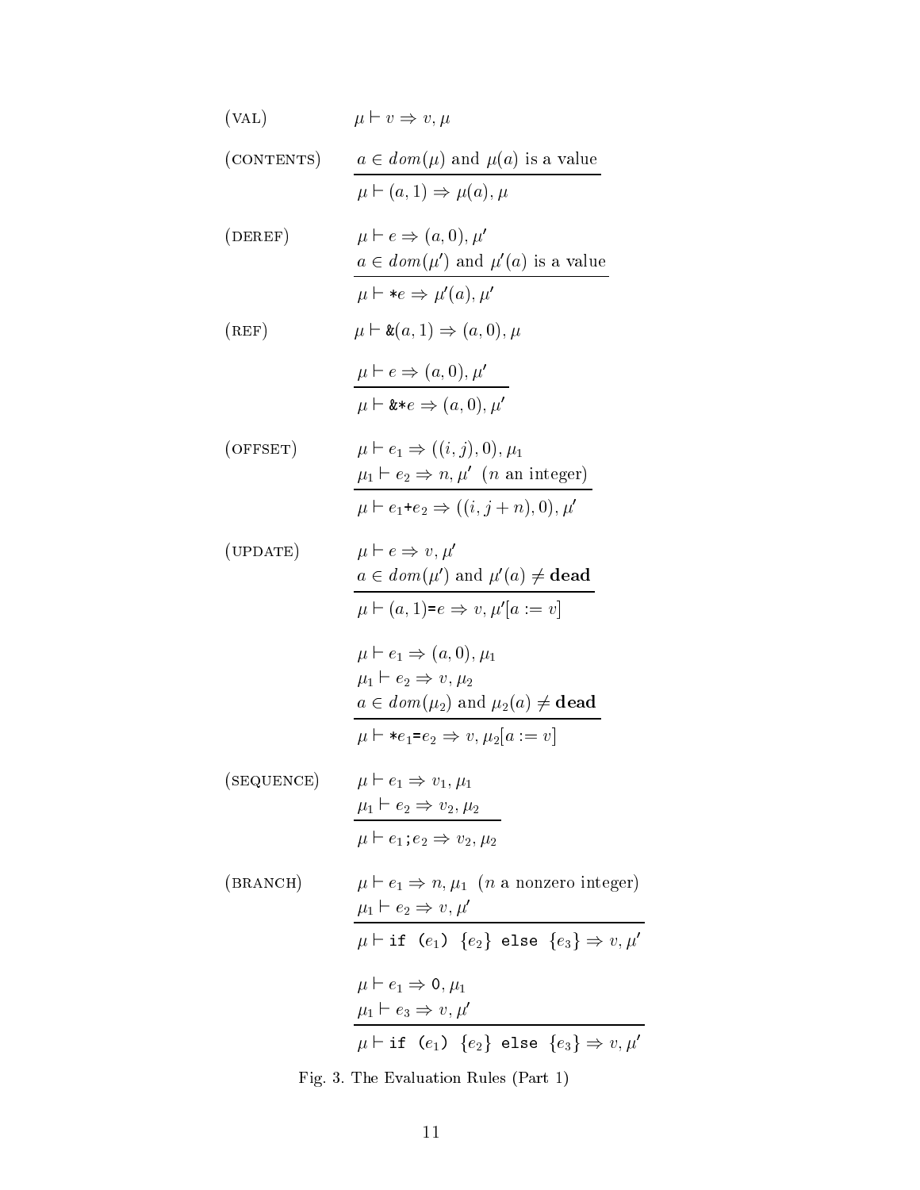(VAL) $\qquad \mu \vdash v \Rightarrow v, \mu$

(CONTENTS)

$$\frac{a \in dom(\mu) \text{ and } \mu(a) \text{ is a value}}{\mu \vdash (a, 1) \Rightarrow \mu(a), \mu}$$

(DEREF)

$$\frac{\begin{array}{l} \mu \vdash e \Rightarrow (a, 0), \mu' \\ a \in dom(\mu') \text{ and } \mu'(a) \text{ is a value} \end{array}}{\mu \vdash \texttt{*}e \Rightarrow \mu'(a), \mu'}$$

(REF) $\qquad \mu \vdash \texttt{\&}(a, 1) \Rightarrow (a, 0), \mu$

$$\frac{\mu \vdash e \Rightarrow (a, 0), \mu'}{\mu \vdash \texttt{\&*}e \Rightarrow (a, 0), \mu'}$$

(OFFSET)

$$\frac{\begin{array}{l} \mu \vdash e_1 \Rightarrow ((i, j), 0), \mu_1 \\ \mu_1 \vdash e_2 \Rightarrow n, \mu' \;\; (n \text{ an integer}) \end{array}}{\mu \vdash e_1\texttt{+}e_2 \Rightarrow ((i, j + n), 0), \mu'}$$

(UPDATE)

$$\frac{\begin{array}{l} \mu \vdash e \Rightarrow v, \mu' \\ a \in dom(\mu') \text{ and } \mu'(a) \neq \textbf{dead} \end{array}}{\mu \vdash (a, 1)\texttt{=}e \Rightarrow v, \mu'[a := v]}$$

$$\frac{\begin{array}{l} \mu \vdash e_1 \Rightarrow (a, 0), \mu_1 \\ \mu_1 \vdash e_2 \Rightarrow v, \mu_2 \\ a \in dom(\mu_2) \text{ and } \mu_2(a) \neq \textbf{dead} \end{array}}{\mu \vdash \texttt{*}e_1\texttt{=}e_2 \Rightarrow v, \mu_2[a := v]}$$

(SEQUENCE)

$$\frac{\begin{array}{l} \mu \vdash e_1 \Rightarrow v_1, \mu_1 \\ \mu_1 \vdash e_2 \Rightarrow v_2, \mu_2 \end{array}}{\mu \vdash e_1\texttt{;}e_2 \Rightarrow v_2, \mu_2}$$

(BRANCH)

$$\frac{\begin{array}{l} \mu \vdash e_1 \Rightarrow n, \mu_1 \;\; (n \text{ a nonzero integer}) \\ \mu_1 \vdash e_2 \Rightarrow v, \mu' \end{array}}{\mu \vdash \texttt{if (}e_1\texttt{) \{}e_2\texttt{\} else \{}e_3\texttt{\}} \Rightarrow v, \mu'}$$

$$\frac{\begin{array}{l} \mu \vdash e_1 \Rightarrow \texttt{0}, \mu_1 \\ \mu_1 \vdash e_3 \Rightarrow v, \mu' \end{array}}{\mu \vdash \texttt{if (}e_1\texttt{) \{}e_2\texttt{\} else \{}e_3\texttt{\}} \Rightarrow v, \mu'}$$

Fig. 3. The Evaluation Rules (Part 1)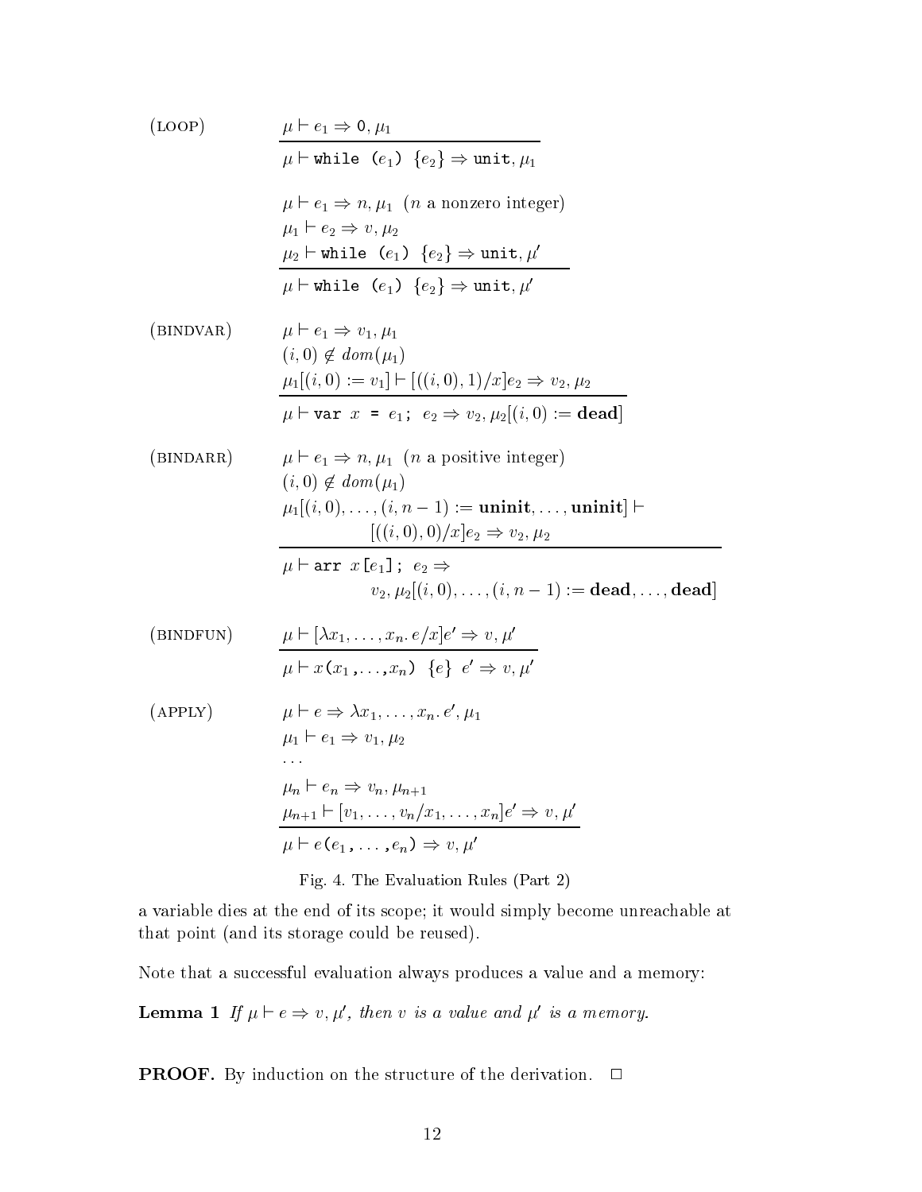(LOOP)

$$\frac{\mu \vdash e_1 \Rightarrow \mathtt{0}, \mu_1}{\mu \vdash \mathtt{while}\ \mathtt{(}e_1\mathtt{)}\ \{e_2\} \Rightarrow \mathtt{unit}, \mu_1}$$

$$\frac{\begin{array}{l}\mu \vdash e_1 \Rightarrow n, \mu_1 \ \ (n \text{ a nonzero integer}) \\ \mu_1 \vdash e_2 \Rightarrow v, \mu_2 \\ \mu_2 \vdash \mathtt{while}\ \mathtt{(}e_1\mathtt{)}\ \{e_2\} \Rightarrow \mathtt{unit}, \mu'\end{array}}{\mu \vdash \mathtt{while}\ \mathtt{(}e_1\mathtt{)}\ \{e_2\} \Rightarrow \mathtt{unit}, \mu'}$$

(BINDVAR)

$$\frac{\begin{array}{l}\mu \vdash e_1 \Rightarrow v_1, \mu_1 \\ (i, 0) \notin dom(\mu_1) \\ \mu_1[(i,0) := v_1] \vdash [((i,0),1)/x]e_2 \Rightarrow v_2, \mu_2\end{array}}{\mu \vdash \mathtt{var}\ x\ \mathtt{=}\ e_1\mathtt{;}\ \ e_2 \Rightarrow v_2, \mu_2[(i,0) := \mathbf{dead}]}$$

(BINDARR)

$$\frac{\begin{array}{l}\mu \vdash e_1 \Rightarrow n, \mu_1 \ \ (n \text{ a positive integer}) \\ (i, 0) \notin dom(\mu_1) \\ \mu_1[(i,0), \ldots, (i, n-1) := \mathbf{uninit}, \ldots, \mathbf{uninit}] \vdash \\ \qquad [((i,0),0)/x]e_2 \Rightarrow v_2, \mu_2\end{array}}{\begin{array}{l}\mu \vdash \mathtt{arr}\ x\mathtt{[}e_1\mathtt{];}\ \ e_2 \Rightarrow \\ \qquad v_2, \mu_2[(i,0), \ldots, (i, n-1) := \mathbf{dead}, \ldots, \mathbf{dead}]\end{array}}$$

(BINDFUN)

$$\frac{\mu \vdash [\lambda x_1, \ldots, x_n.\, e/x]e' \Rightarrow v, \mu'}{\mu \vdash x\mathtt{(}x_1\mathtt{,}\ldots\mathtt{,}x_n\mathtt{)}\ \ \{e\}\ \ e' \Rightarrow v, \mu'}$$

(APPLY)

$$\frac{\begin{array}{l}\mu \vdash e \Rightarrow \lambda x_1, \ldots, x_n.\, e', \mu_1 \\ \mu_1 \vdash e_1 \Rightarrow v_1, \mu_2 \\ \ldots \\ \mu_n \vdash e_n \Rightarrow v_n, \mu_{n+1} \\ \mu_{n+1} \vdash [v_1, \ldots, v_n/x_1, \ldots, x_n]e' \Rightarrow v, \mu'\end{array}}{\mu \vdash e\mathtt{(}e_1\mathtt{,}\ \ldots\ \mathtt{,}e_n\mathtt{)} \Rightarrow v, \mu'}$$

Fig. 4. The Evaluation Rules (Part 2)

a variable dies at the end of its scope; it would simply become unreachable at that point (and its storage could be reused).

Note that a successful evaluation always produces a value and a memory:

**Lemma 1** *If $\mu \vdash e \Rightarrow v, \mu'$, then $v$ is a value and $\mu'$ is a memory.*

**PROOF.** By induction on the structure of the derivation. □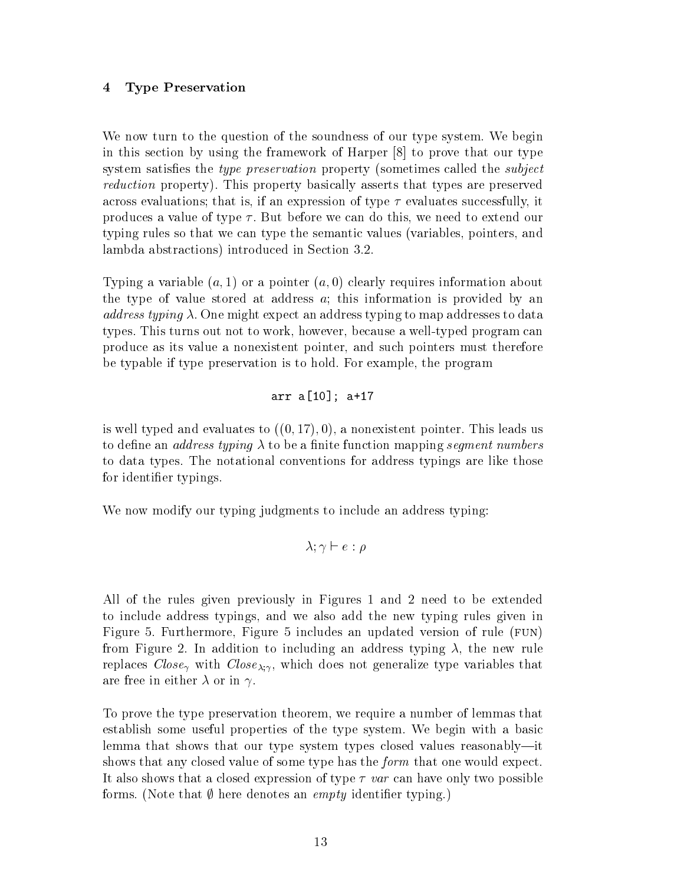## 4 Type Preservation

We now turn to the question of the soundness of our type system. We begin in this section by using the framework of Harper [8] to prove that our type system satisfies the *type preservation* property (sometimes called the *subject reduction* property). This property basically asserts that types are preserved across evaluations; that is, if an expression of type $\tau$ evaluates successfully, it produces a value of type $\tau$. But before we can do this, we need to extend our typing rules so that we can type the semantic values (variables, pointers, and lambda abstractions) introduced in Section 3.2.

Typing a variable $(a, 1)$ or a pointer $(a, 0)$ clearly requires information about the type of value stored at address $a$; this information is provided by an *address typing* $\lambda$. One might expect an address typing to map addresses to data types. This turns out not to work, however, because a well-typed program can produce as its value a nonexistent pointer, and such pointers must therefore be typable if type preservation is to hold. For example, the program

```
arr a[10]; a+17
```

is well typed and evaluates to $((0, 17), 0)$, a nonexistent pointer. This leads us to define an *address typing* $\lambda$ to be a finite function mapping *segment numbers* to data types. The notational conventions for address typings are like those for identifier typings.

We now modify our typing judgments to include an address typing:

$$\lambda; \gamma \vdash e : \rho$$

All of the rules given previously in Figures 1 and 2 need to be extended to include address typings, and we also add the new typing rules given in Figure 5. Furthermore, Figure 5 includes an updated version of rule (FUN) from Figure 2. In addition to including an address typing $\lambda$, the new rule replaces $Close_\gamma$ with $Close_{\lambda;\gamma}$, which does not generalize type variables that are free in either $\lambda$ or in $\gamma$.

To prove the type preservation theorem, we require a number of lemmas that establish some useful properties of the type system. We begin with a basic lemma that shows that our type system types closed values reasonably—it shows that any closed value of some type has the *form* that one would expect. It also shows that a closed expression of type $\tau$ *var* can have only two possible forms. (Note that $\emptyset$ here denotes an *empty* identifier typing.)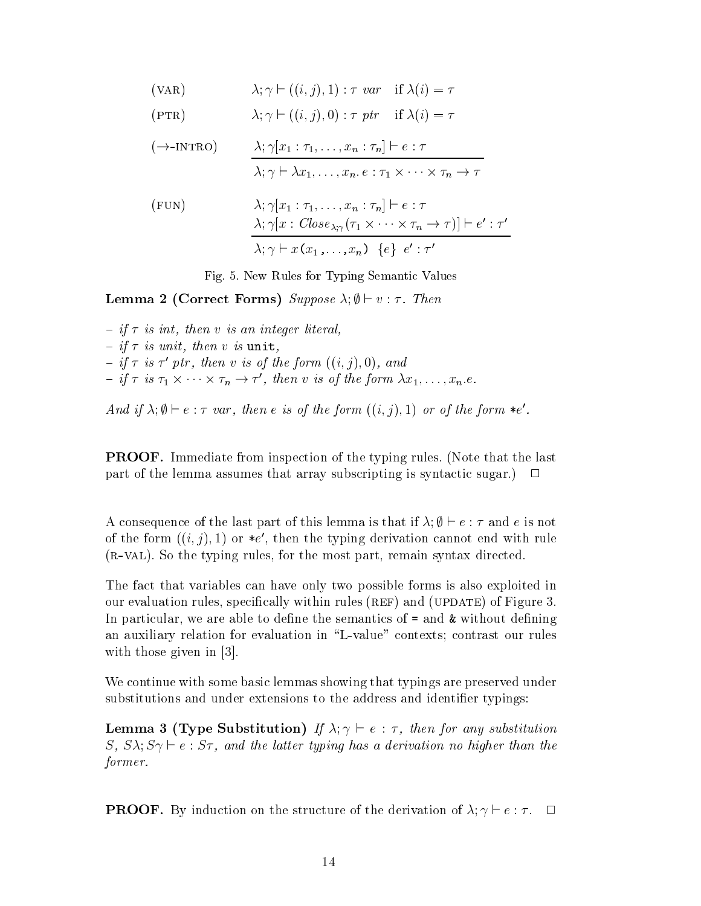$$\begin{array}{ll}
(\textsc{var}) & \lambda; \gamma \vdash ((i,j),1) : \tau\ var \quad \text{if } \lambda(i) = \tau \\[1em]
(\textsc{ptr}) & \lambda; \gamma \vdash ((i,j),0) : \tau\ ptr \quad \text{if } \lambda(i) = \tau \\[1em]
(\rightarrow\textsc{-intro}) & \dfrac{\lambda; \gamma[x_1 : \tau_1, \ldots, x_n : \tau_n] \vdash e : \tau}{\lambda; \gamma \vdash \lambda x_1, \ldots, x_n.\, e : \tau_1 \times \cdots \times \tau_n \rightarrow \tau} \\[2em]
(\textsc{fun}) & \dfrac{\begin{array}{l}\lambda; \gamma[x_1 : \tau_1, \ldots, x_n : \tau_n] \vdash e : \tau \\ \lambda; \gamma[x : \mathit{Close}_{\lambda;\gamma}(\tau_1 \times \cdots \times \tau_n \rightarrow \tau)] \vdash e' : \tau'\end{array}}{\lambda; \gamma \vdash x\,(x_1, \ldots, x_n)\ \ \{e\}\ \ e' : \tau'}
\end{array}$$

Fig. 5. New Rules for Typing Semantic Values

**Lemma 2 (Correct Forms)** *Suppose $\lambda; \emptyset \vdash v : \tau$. Then*

- *if $\tau$ is int, then $v$ is an integer literal,*
- *if $\tau$ is unit, then $v$ is* `unit`*,*
- *if $\tau$ is $\tau'$ ptr, then $v$ is of the form $((i,j),0)$, and*
- *if $\tau$ is $\tau_1 \times \cdots \times \tau_n \rightarrow \tau'$, then $v$ is of the form $\lambda x_1, \ldots, x_n.e$.*

*And if $\lambda; \emptyset \vdash e : \tau$ var, then $e$ is of the form $((i,j),1)$ or of the form $*e'$.*

**PROOF.** Immediate from inspection of the typing rules. (Note that the last part of the lemma assumes that array subscripting is syntactic sugar.) $\Box$

A consequence of the last part of this lemma is that if $\lambda; \emptyset \vdash e : \tau$ and $e$ is not of the form $((i,j),1)$ or $*e'$, then the typing derivation cannot end with rule (r-val). So the typing rules, for the most part, remain syntax directed.

The fact that variables can have only two possible forms is also exploited in our evaluation rules, specifically within rules (ref) and (update) of Figure 3. In particular, we are able to define the semantics of `=` and `&` without defining an auxiliary relation for evaluation in "L-value" contexts; contrast our rules with those given in [3].

We continue with some basic lemmas showing that typings are preserved under substitutions and under extensions to the address and identifier typings:

**Lemma 3 (Type Substitution)** *If $\lambda; \gamma \vdash e : \tau$, then for any substitution $S$, $S\lambda; S\gamma \vdash e : S\tau$, and the latter typing has a derivation no higher than the former.*

**PROOF.** By induction on the structure of the derivation of $\lambda; \gamma \vdash e : \tau$. $\Box$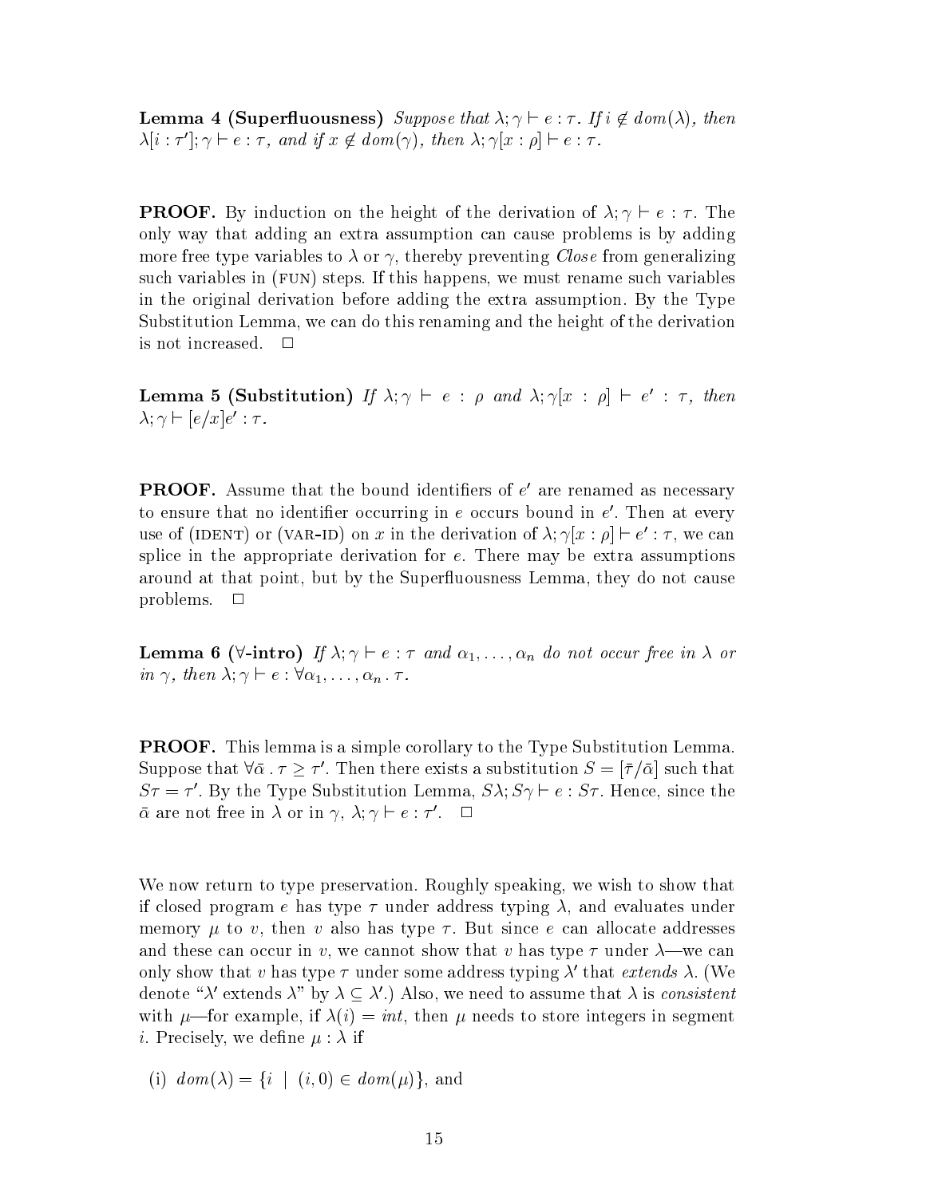**Lemma 4 (Superfluousness)** *Suppose that* $\lambda; \gamma \vdash e : \tau$*. If* $i \notin dom(\lambda)$*, then* $\lambda[i : \tau']; \gamma \vdash e : \tau$*, and if* $x \notin dom(\gamma)$*, then* $\lambda; \gamma[x : \rho] \vdash e : \tau$*.*

**PROOF.** By induction on the height of the derivation of $\lambda; \gamma \vdash e : \tau$. The only way that adding an extra assumption can cause problems is by adding more free type variables to $\lambda$ or $\gamma$, thereby preventing *Close* from generalizing such variables in (FUN) steps. If this happens, we must rename such variables in the original derivation before adding the extra assumption. By the Type Substitution Lemma, we can do this renaming and the height of the derivation is not increased. $\Box$

**Lemma 5 (Substitution)** *If* $\lambda; \gamma \vdash e : \rho$ *and* $\lambda; \gamma[x : \rho] \vdash e' : \tau$*, then* $\lambda; \gamma \vdash [e/x]e' : \tau$*.*

**PROOF.** Assume that the bound identifiers of $e'$ are renamed as necessary to ensure that no identifier occurring in $e$ occurs bound in $e'$. Then at every use of (IDENT) or (VAR-ID) on $x$ in the derivation of $\lambda; \gamma[x : \rho] \vdash e' : \tau$, we can splice in the appropriate derivation for $e$. There may be extra assumptions around at that point, but by the Superfluousness Lemma, they do not cause problems. $\Box$

**Lemma 6 ($\forall$-intro)** *If* $\lambda; \gamma \vdash e : \tau$ *and* $\alpha_1, \ldots, \alpha_n$ *do not occur free in* $\lambda$ *or in* $\gamma$*, then* $\lambda; \gamma \vdash e : \forall \alpha_1, \ldots, \alpha_n \,.\, \tau$*.*

**PROOF.** This lemma is a simple corollary to the Type Substitution Lemma. Suppose that $\forall \bar{\alpha} \,.\, \tau \geq \tau'$. Then there exists a substitution $S = [\bar{\tau}/\bar{\alpha}]$ such that $S\tau = \tau'$. By the Type Substitution Lemma, $S\lambda; S\gamma \vdash e : S\tau$. Hence, since the $\bar{\alpha}$ are not free in $\lambda$ or in $\gamma$, $\lambda; \gamma \vdash e : \tau'$. $\Box$

We now return to type preservation. Roughly speaking, we wish to show that if closed program $e$ has type $\tau$ under address typing $\lambda$, and evaluates under memory $\mu$ to $v$, then $v$ also has type $\tau$. But since $e$ can allocate addresses and these can occur in $v$, we cannot show that $v$ has type $\tau$ under $\lambda$—we can only show that $v$ has type $\tau$ under some address typing $\lambda'$ that *extends* $\lambda$. (We denote "$\lambda'$ extends $\lambda$" by $\lambda \subseteq \lambda'$.) Also, we need to assume that $\lambda$ is *consistent* with $\mu$—for example, if $\lambda(i) = int$, then $\mu$ needs to store integers in segment $i$. Precisely, we define $\mu : \lambda$ if

(i) $dom(\lambda) = \{i \mid (i, 0) \in dom(\mu)\}$, and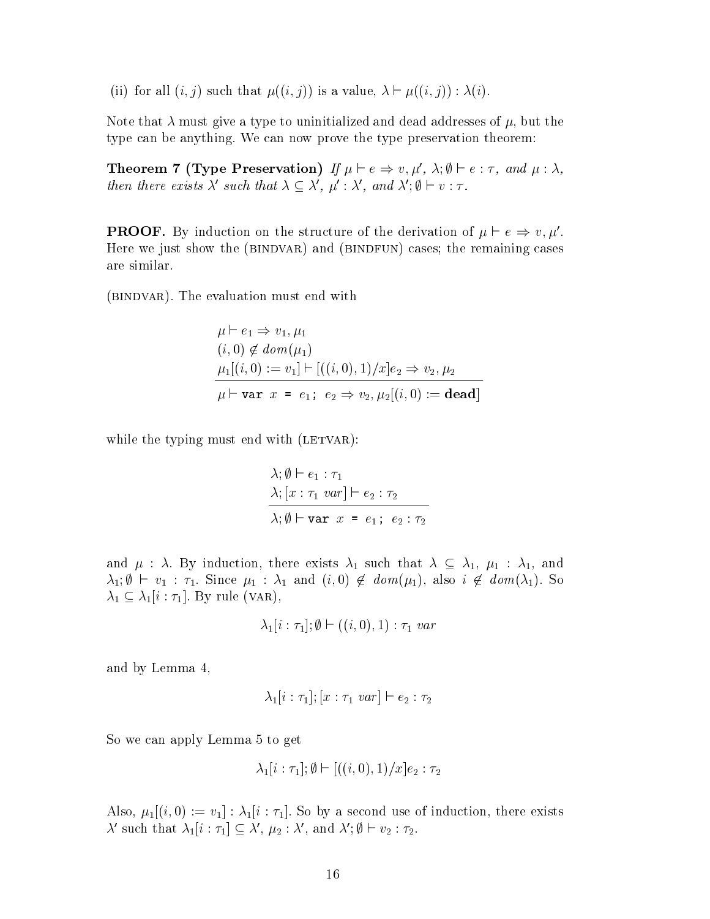(ii) for all $(i,j)$ such that $\mu((i,j))$ is a value, $\lambda \vdash \mu((i,j)) : \lambda(i)$.

Note that $\lambda$ must give a type to uninitialized and dead addresses of $\mu$, but the type can be anything. We can now prove the type preservation theorem:

**Theorem 7 (Type Preservation)** *If $\mu \vdash e \Rightarrow v, \mu'$, $\lambda; \emptyset \vdash e : \tau$, and $\mu : \lambda$, then there exists $\lambda'$ such that $\lambda \subseteq \lambda'$, $\mu' : \lambda'$, and $\lambda'; \emptyset \vdash v : \tau$.*

**PROOF.** By induction on the structure of the derivation of $\mu \vdash e \Rightarrow v, \mu'$. Here we just show the (BINDVAR) and (BINDFUN) cases; the remaining cases are similar.

(BINDVAR). The evaluation must end with

$$\frac{\begin{array}{l}\mu \vdash e_1 \Rightarrow v_1, \mu_1 \\ (i,0) \notin dom(\mu_1) \\ \mu_1[(i,0) := v_1] \vdash [((i,0),1)/x]e_2 \Rightarrow v_2, \mu_2\end{array}}{\mu \vdash \texttt{var } x \texttt{ = } e_1\texttt{; } e_2 \Rightarrow v_2, \mu_2[(i,0) := \textbf{dead}]}$$

while the typing must end with (LETVAR):

$$\frac{\begin{array}{l}\lambda; \emptyset \vdash e_1 : \tau_1 \\ \lambda; [x : \tau_1\ var] \vdash e_2 : \tau_2\end{array}}{\lambda; \emptyset \vdash \texttt{var } x \texttt{ = } e_1\texttt{; } e_2 : \tau_2}$$

and $\mu : \lambda$. By induction, there exists $\lambda_1$ such that $\lambda \subseteq \lambda_1$, $\mu_1 : \lambda_1$, and $\lambda_1; \emptyset \vdash v_1 : \tau_1$. Since $\mu_1 : \lambda_1$ and $(i,0) \notin dom(\mu_1)$, also $i \notin dom(\lambda_1)$. So $\lambda_1 \subseteq \lambda_1[i : \tau_1]$. By rule (VAR),

$$\lambda_1[i : \tau_1]; \emptyset \vdash ((i,0),1) : \tau_1\ var$$

and by Lemma 4,

$$\lambda_1[i : \tau_1]; [x : \tau_1\ var] \vdash e_2 : \tau_2$$

So we can apply Lemma 5 to get

$$\lambda_1[i : \tau_1]; \emptyset \vdash [((i,0),1)/x]e_2 : \tau_2$$

Also, $\mu_1[(i,0) := v_1] : \lambda_1[i : \tau_1]$. So by a second use of induction, there exists $\lambda'$ such that $\lambda_1[i : \tau_1] \subseteq \lambda'$, $\mu_2 : \lambda'$, and $\lambda'; \emptyset \vdash v_2 : \tau_2$.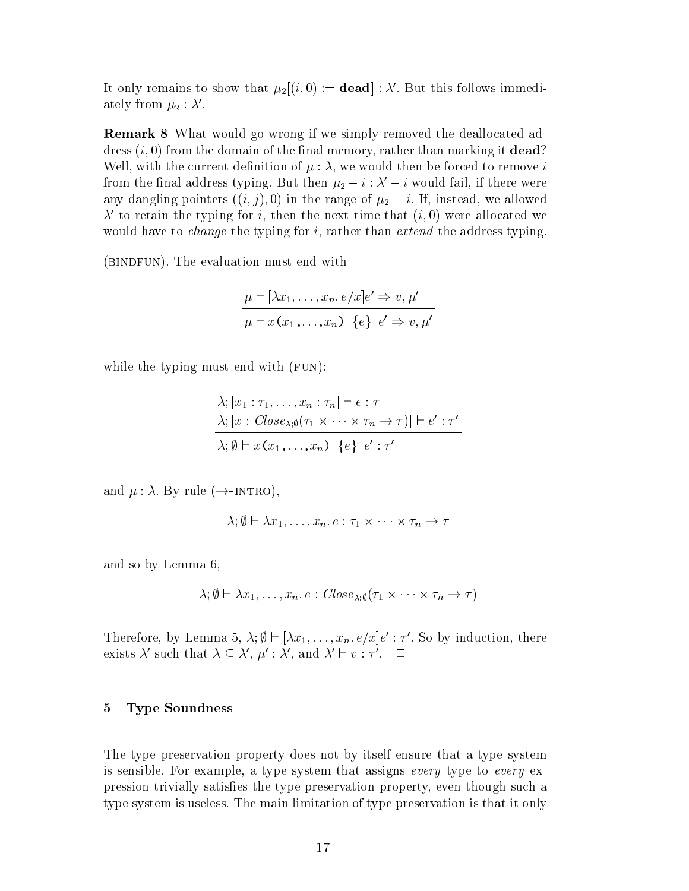It only remains to show that $\mu_2[(i,0) := \mathbf{dead}] : \lambda'$. But this follows immediately from $\mu_2 : \lambda'$.

**Remark 8** What would go wrong if we simply removed the deallocated address $(i,0)$ from the domain of the final memory, rather than marking it **dead**? Well, with the current definition of $\mu : \lambda$, we would then be forced to remove $i$ from the final address typing. But then $\mu_2 - i : \lambda' - i$ would fail, if there were any dangling pointers $((i,j),0)$ in the range of $\mu_2 - i$. If, instead, we allowed $\lambda'$ to retain the typing for $i$, then the next time that $(i,0)$ were allocated we would have to *change* the typing for $i$, rather than *extend* the address typing.

(BINDFUN). The evaluation must end with

$$\frac{\mu \vdash [\lambda x_1, \ldots, x_n.\, e/x]e' \Rightarrow v, \mu'}{\mu \vdash x(x_1, \ldots, x_n)\ \ \{e\}\ \ e' \Rightarrow v, \mu'}$$

while the typing must end with (FUN):

$$\frac{\begin{array}{l}\lambda; [x_1 : \tau_1, \ldots, x_n : \tau_n] \vdash e : \tau \\ \lambda; [x : Close_{\lambda;\emptyset}(\tau_1 \times \cdots \times \tau_n \rightarrow \tau)] \vdash e' : \tau'\end{array}}{\lambda; \emptyset \vdash x(x_1, \ldots, x_n)\ \ \{e\}\ \ e' : \tau'}$$

and $\mu : \lambda$. By rule ($\rightarrow$-INTRO),

$$\lambda; \emptyset \vdash \lambda x_1, \ldots, x_n.\, e : \tau_1 \times \cdots \times \tau_n \rightarrow \tau$$

and so by Lemma 6,

$$\lambda; \emptyset \vdash \lambda x_1, \ldots, x_n.\, e : Close_{\lambda;\emptyset}(\tau_1 \times \cdots \times \tau_n \rightarrow \tau)$$

Therefore, by Lemma 5, $\lambda; \emptyset \vdash [\lambda x_1, \ldots, x_n.\, e/x]e' : \tau'$. So by induction, there exists $\lambda'$ such that $\lambda \subseteq \lambda'$, $\mu' : \lambda'$, and $\lambda' \vdash v : \tau'$. $\Box$

## 5 Type Soundness

The type preservation property does not by itself ensure that a type system is sensible. For example, a type system that assigns *every* type to *every* expression trivially satisfies the type preservation property, even though such a type system is useless. The main limitation of type preservation is that it only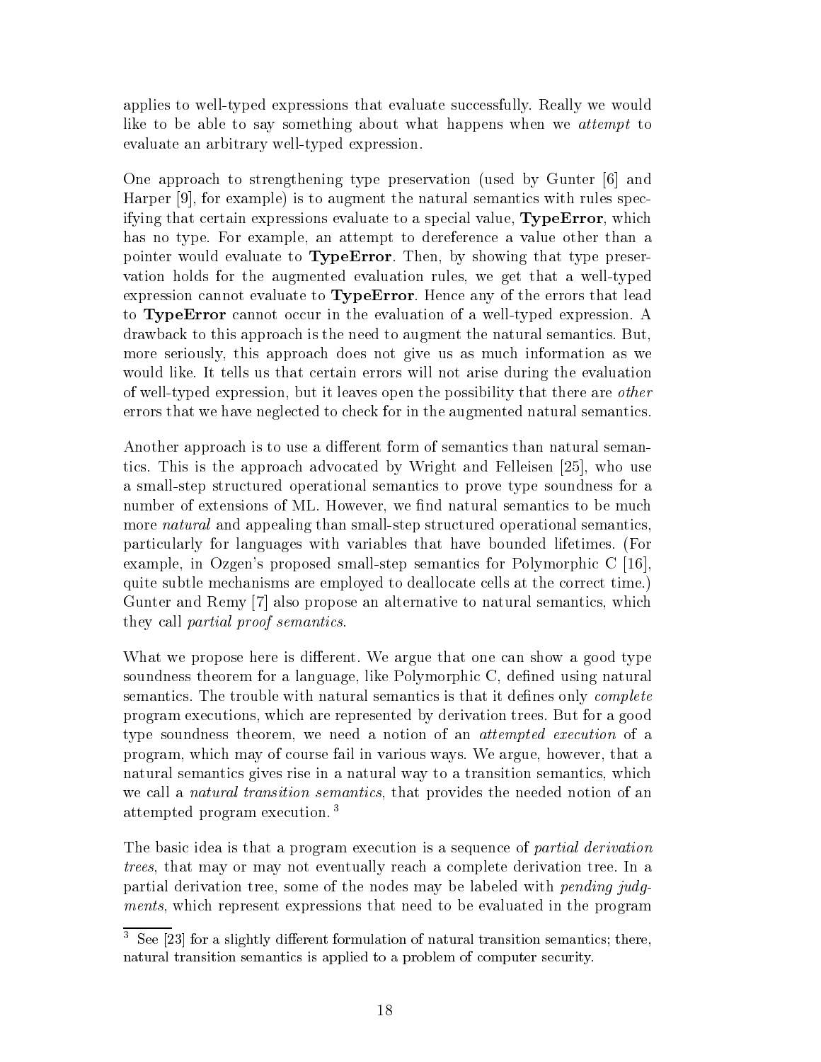applies to well-typed expressions that evaluate successfully. Really we would like to be able to say something about what happens when we *attempt* to evaluate an arbitrary well-typed expression.

One approach to strengthening type preservation (used by Gunter [6] and Harper [9], for example) is to augment the natural semantics with rules specifying that certain expressions evaluate to a special value, **TypeError**, which has no type. For example, an attempt to dereference a value other than a pointer would evaluate to **TypeError**. Then, by showing that type preservation holds for the augmented evaluation rules, we get that a well-typed expression cannot evaluate to **TypeError**. Hence any of the errors that lead to **TypeError** cannot occur in the evaluation of a well-typed expression. A drawback to this approach is the need to augment the natural semantics. But, more seriously, this approach does not give us as much information as we would like. It tells us that certain errors will not arise during the evaluation of well-typed expression, but it leaves open the possibility that there are *other* errors that we have neglected to check for in the augmented natural semantics.

Another approach is to use a different form of semantics than natural semantics. This is the approach advocated by Wright and Felleisen [25], who use a small-step structured operational semantics to prove type soundness for a number of extensions of ML. However, we find natural semantics to be much more *natural* and appealing than small-step structured operational semantics, particularly for languages with variables that have bounded lifetimes. (For example, in Ozgen's proposed small-step semantics for Polymorphic C [16], quite subtle mechanisms are employed to deallocate cells at the correct time.) Gunter and Remy [7] also propose an alternative to natural semantics, which they call *partial proof semantics*.

What we propose here is different. We argue that one can show a good type soundness theorem for a language, like Polymorphic C, defined using natural semantics. The trouble with natural semantics is that it defines only *complete* program executions, which are represented by derivation trees. But for a good type soundness theorem, we need a notion of an *attempted execution* of a program, which may of course fail in various ways. We argue, however, that a natural semantics gives rise in a natural way to a transition semantics, which we call a *natural transition semantics*, that provides the needed notion of an attempted program execution. [3]

The basic idea is that a program execution is a sequence of *partial derivation trees*, that may or may not eventually reach a complete derivation tree. In a partial derivation tree, some of the nodes may be labeled with *pending judgments*, which represent expressions that need to be evaluated in the program

[3] See [23] for a slightly different formulation of natural transition semantics; there, natural transition semantics is applied to a problem of computer security.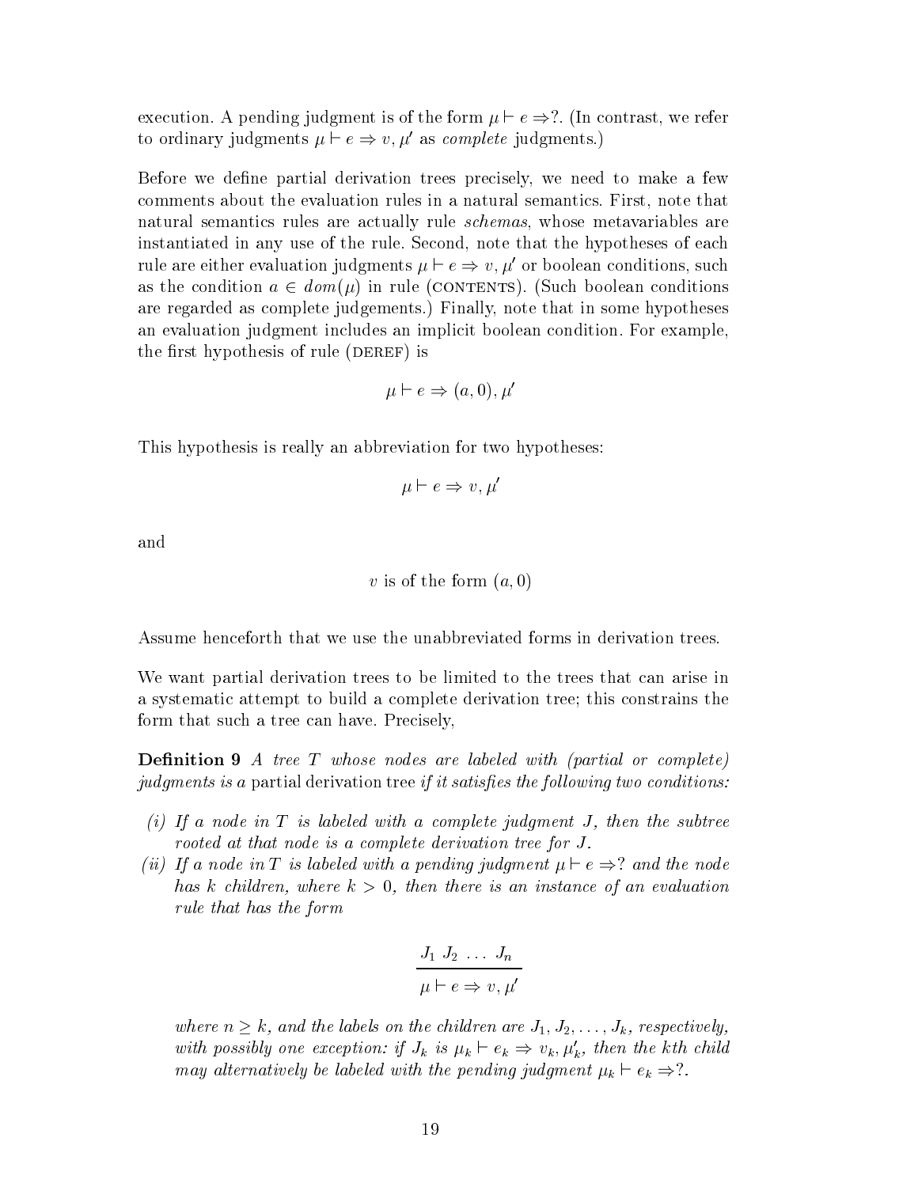execution. A pending judgment is of the form $\mu \vdash e \Rightarrow ?$. (In contrast, we refer to ordinary judgments $\mu \vdash e \Rightarrow v, \mu'$ as *complete* judgments.)

Before we define partial derivation trees precisely, we need to make a few comments about the evaluation rules in a natural semantics. First, note that natural semantics rules are actually rule *schemas*, whose metavariables are instantiated in any use of the rule. Second, note that the hypotheses of each rule are either evaluation judgments $\mu \vdash e \Rightarrow v, \mu'$ or boolean conditions, such as the condition $a \in dom(\mu)$ in rule (CONTENTS). (Such boolean conditions are regarded as complete judgements.) Finally, note that in some hypotheses an evaluation judgment includes an implicit boolean condition. For example, the first hypothesis of rule (DEREF) is

$$\mu \vdash e \Rightarrow (a, 0), \mu'$$

This hypothesis is really an abbreviation for two hypotheses:

$$\mu \vdash e \Rightarrow v, \mu'$$

and

$$v \text{ is of the form } (a, 0)$$

Assume henceforth that we use the unabbreviated forms in derivation trees.

We want partial derivation trees to be limited to the trees that can arise in a systematic attempt to build a complete derivation tree; this constrains the form that such a tree can have. Precisely,

**Definition 9** *A tree $T$ whose nodes are labeled with (partial or complete) judgments is a* partial derivation tree *if it satisfies the following two conditions:*

*(i) If a node in $T$ is labeled with a complete judgment $J$, then the subtree rooted at that node is a complete derivation tree for $J$.*

*(ii) If a node in $T$ is labeled with a pending judgment $\mu \vdash e \Rightarrow ?$ and the node has $k$ children, where $k > 0$, then there is an instance of an evaluation rule that has the form*

$$\frac{J_1 \; J_2 \; \ldots \; J_n}{\mu \vdash e \Rightarrow v, \mu'}$$

*where $n \geq k$, and the labels on the children are $J_1, J_2, \ldots, J_k$, respectively, with possibly one exception: if $J_k$ is $\mu_k \vdash e_k \Rightarrow v_k, \mu'_k$, then the $k$th child may alternatively be labeled with the pending judgment $\mu_k \vdash e_k \Rightarrow ?$.*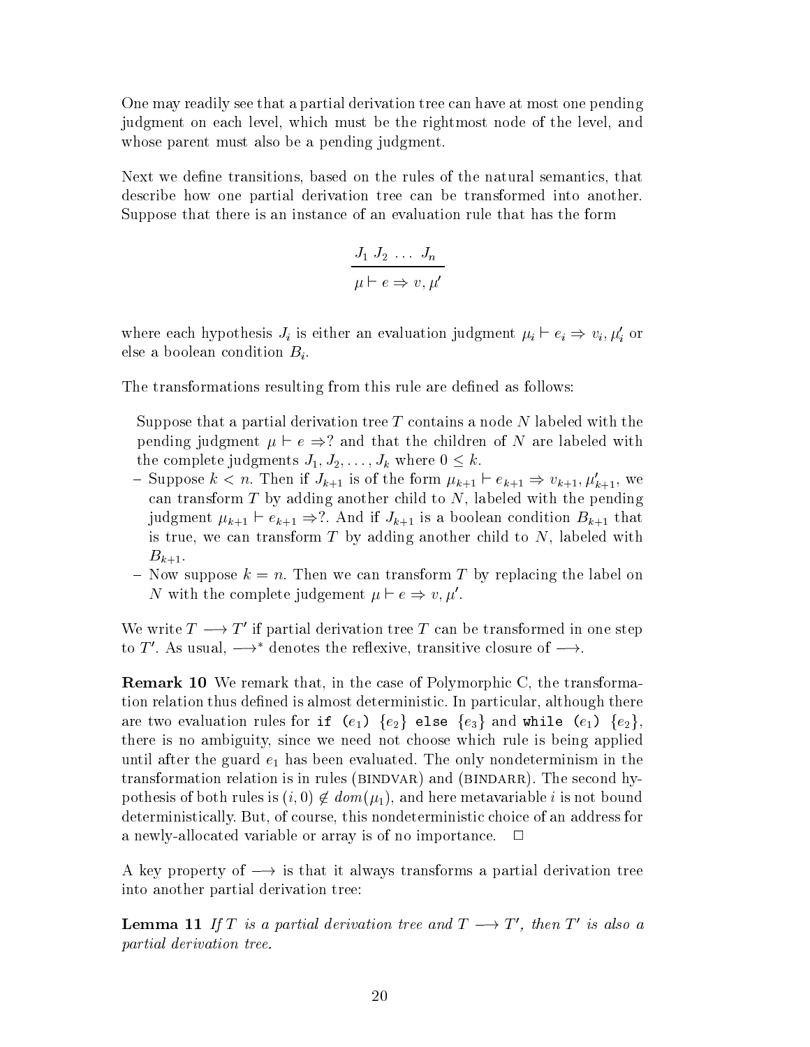One may readily see that a partial derivation tree can have at most one pending judgment on each level, which must be the rightmost node of the level, and whose parent must also be a pending judgment.

Next we define transitions, based on the rules of the natural semantics, that describe how one partial derivation tree can be transformed into another. Suppose that there is an instance of an evaluation rule that has the form

$$\frac{J_1 \; J_2 \; \ldots \; J_n}{\mu \vdash e \Rightarrow v, \mu'}$$

where each hypothesis $J_i$ is either an evaluation judgment $\mu_i \vdash e_i \Rightarrow v_i, \mu'_i$ or else a boolean condition $B_i$.

The transformations resulting from this rule are defined as follows:

Suppose that a partial derivation tree $T$ contains a node $N$ labeled with the pending judgment $\mu \vdash e \Rightarrow ?$ and that the children of $N$ are labeled with the complete judgments $J_1, J_2, \ldots, J_k$ where $0 \leq k$.

- Suppose $k < n$. Then if $J_{k+1}$ is of the form $\mu_{k+1} \vdash e_{k+1} \Rightarrow v_{k+1}, \mu'_{k+1}$, we can transform $T$ by adding another child to $N$, labeled with the pending judgment $\mu_{k+1} \vdash e_{k+1} \Rightarrow ?$. And if $J_{k+1}$ is a boolean condition $B_{k+1}$ that is true, we can transform $T$ by adding another child to $N$, labeled with $B_{k+1}$.
- Now suppose $k = n$. Then we can transform $T$ by replacing the label on $N$ with the complete judgement $\mu \vdash e \Rightarrow v, \mu'$.

We write $T \longrightarrow T'$ if partial derivation tree $T$ can be transformed in one step to $T'$. As usual, $\longrightarrow^*$ denotes the reflexive, transitive closure of $\longrightarrow$.

**Remark 10** We remark that, in the case of Polymorphic C, the transformation relation thus defined is almost deterministic. In particular, although there are two evaluation rules for `if` $(e_1)$ $\{e_2\}$ `else` $\{e_3\}$ and `while` $(e_1)$ $\{e_2\}$, there is no ambiguity, since we need not choose which rule is being applied until after the guard $e_1$ has been evaluated. The only nondeterminism in the transformation relation is in rules (BINDVAR) and (BINDARR). The second hypothesis of both rules is $(i, 0) \notin dom(\mu_1)$, and here metavariable $i$ is not bound deterministically. But, of course, this nondeterministic choice of an address for a newly-allocated variable or array is of no importance. $\Box$

A key property of $\longrightarrow$ is that it always transforms a partial derivation tree into another partial derivation tree:

**Lemma 11** *If $T$ is a partial derivation tree and $T \longrightarrow T'$, then $T'$ is also a partial derivation tree.*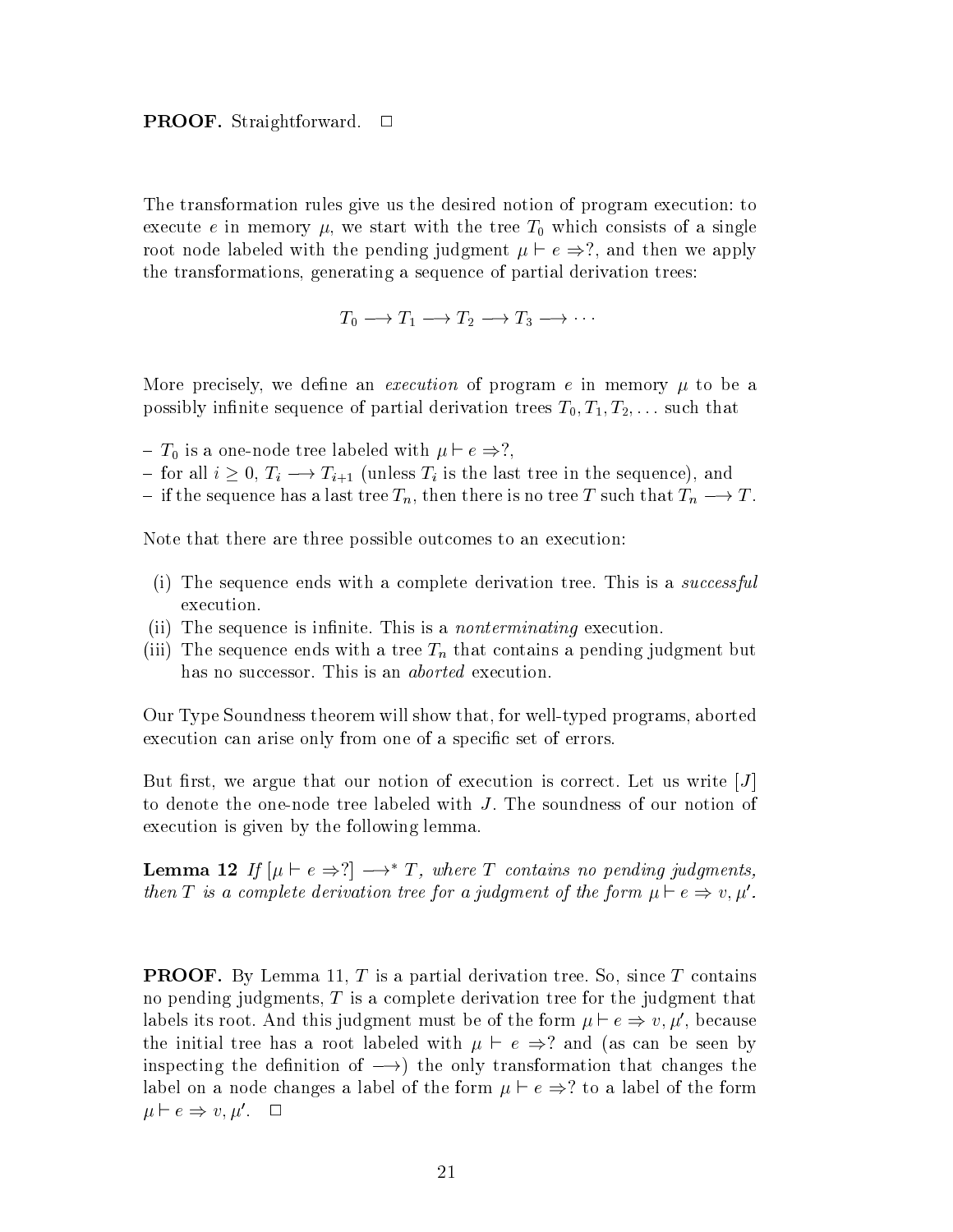**PROOF.** Straightforward. □

The transformation rules give us the desired notion of program execution: to execute $e$ in memory $\mu$, we start with the tree $T_0$ which consists of a single root node labeled with the pending judgment $\mu \vdash e \Rightarrow ?$, and then we apply the transformations, generating a sequence of partial derivation trees:

$$T_0 \longrightarrow T_1 \longrightarrow T_2 \longrightarrow T_3 \longrightarrow \cdots$$

More precisely, we define an *execution* of program $e$ in memory $\mu$ to be a possibly infinite sequence of partial derivation trees $T_0, T_1, T_2, \ldots$ such that

- $T_0$ is a one-node tree labeled with $\mu \vdash e \Rightarrow ?$,
- for all $i \geq 0$, $T_i \longrightarrow T_{i+1}$ (unless $T_i$ is the last tree in the sequence), and
- if the sequence has a last tree $T_n$, then there is no tree $T$ such that $T_n \longrightarrow T$.

Note that there are three possible outcomes to an execution:

(i) The sequence ends with a complete derivation tree. This is a *successful* execution.
(ii) The sequence is infinite. This is a *nonterminating* execution.
(iii) The sequence ends with a tree $T_n$ that contains a pending judgment but has no successor. This is an *aborted* execution.

Our Type Soundness theorem will show that, for well-typed programs, aborted execution can arise only from one of a specific set of errors.

But first, we argue that our notion of execution is correct. Let us write $[J]$ to denote the one-node tree labeled with $J$. The soundness of our notion of execution is given by the following lemma.

**Lemma 12** *If $[\mu \vdash e \Rightarrow ?] \longrightarrow^* T$, where $T$ contains no pending judgments, then $T$ is a complete derivation tree for a judgment of the form $\mu \vdash e \Rightarrow v, \mu'$.*

**PROOF.** By Lemma 11, $T$ is a partial derivation tree. So, since $T$ contains no pending judgments, $T$ is a complete derivation tree for the judgment that labels its root. And this judgment must be of the form $\mu \vdash e \Rightarrow v, \mu'$, because the initial tree has a root labeled with $\mu \vdash e \Rightarrow ?$ and (as can be seen by inspecting the definition of $\longrightarrow$) the only transformation that changes the label on a node changes a label of the form $\mu \vdash e \Rightarrow ?$ to a label of the form $\mu \vdash e \Rightarrow v, \mu'$. □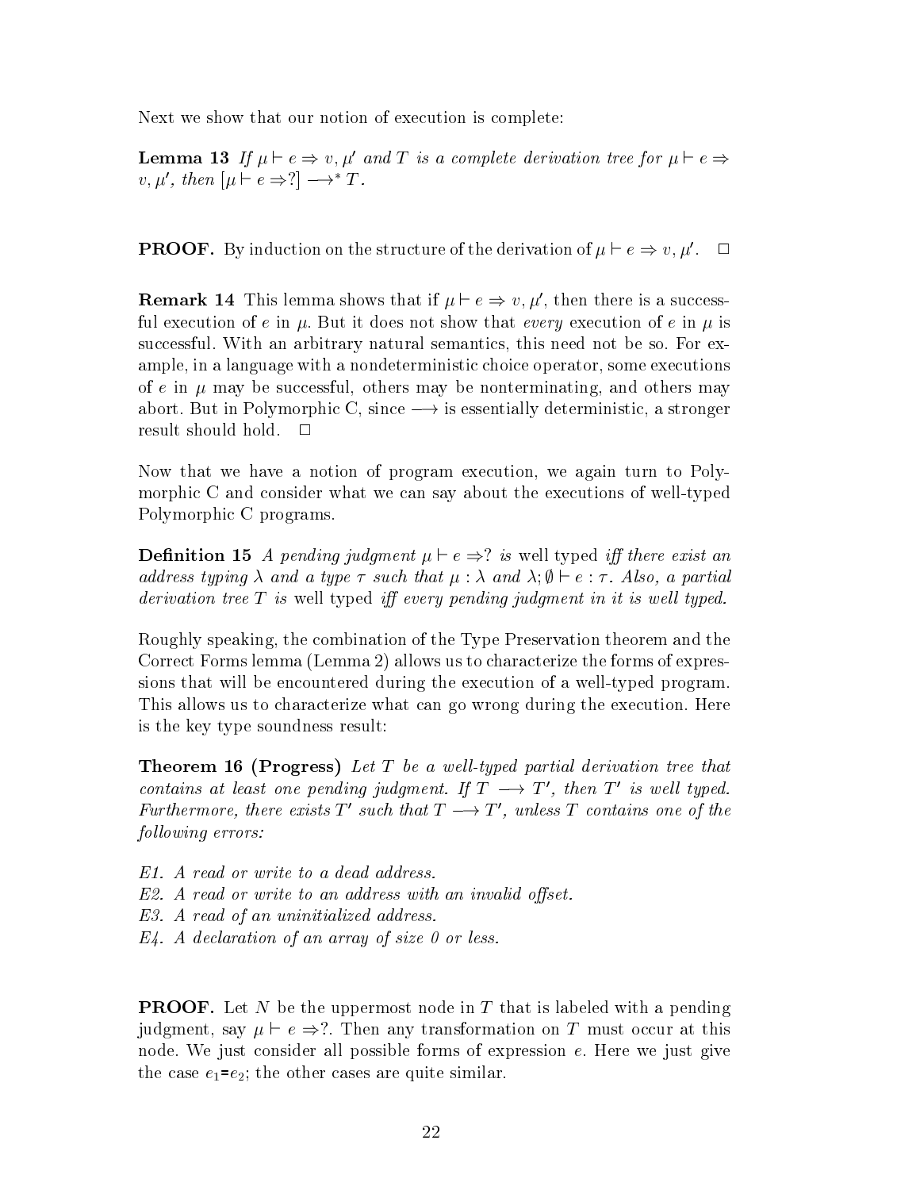Next we show that our notion of execution is complete:

**Lemma 13** *If $\mu \vdash e \Rightarrow v, \mu'$ and $T$ is a complete derivation tree for $\mu \vdash e \Rightarrow v, \mu'$, then $[\mu \vdash e \Rightarrow ?] \longrightarrow^* T$.*

**PROOF.** By induction on the structure of the derivation of $\mu \vdash e \Rightarrow v, \mu'$. $\Box$

**Remark 14** This lemma shows that if $\mu \vdash e \Rightarrow v, \mu'$, then there is a successful execution of $e$ in $\mu$. But it does not show that *every* execution of $e$ in $\mu$ is successful. With an arbitrary natural semantics, this need not be so. For example, in a language with a nondeterministic choice operator, some executions of $e$ in $\mu$ may be successful, others may be nonterminating, and others may abort. But in Polymorphic C, since $\longrightarrow$ is essentially deterministic, a stronger result should hold. $\Box$

Now that we have a notion of program execution, we again turn to Polymorphic C and consider what we can say about the executions of well-typed Polymorphic C programs.

**Definition 15** *A pending judgment $\mu \vdash e \Rightarrow ?$ is* well typed *iff there exist an address typing $\lambda$ and a type $\tau$ such that $\mu : \lambda$ and $\lambda; \emptyset \vdash e : \tau$. Also, a partial derivation tree $T$ is* well typed *iff every pending judgment in it is well typed.*

Roughly speaking, the combination of the Type Preservation theorem and the Correct Forms lemma (Lemma 2) allows us to characterize the forms of expressions that will be encountered during the execution of a well-typed program. This allows us to characterize what can go wrong during the execution. Here is the key type soundness result:

**Theorem 16 (Progress)** *Let $T$ be a well-typed partial derivation tree that contains at least one pending judgment. If $T \longrightarrow T'$, then $T'$ is well typed. Furthermore, there exists $T'$ such that $T \longrightarrow T'$, unless $T$ contains one of the following errors:*

*E1. A read or write to a dead address.*
*E2. A read or write to an address with an invalid offset.*
*E3. A read of an uninitialized address.*
*E4. A declaration of an array of size 0 or less.*

**PROOF.** Let $N$ be the uppermost node in $T$ that is labeled with a pending judgment, say $\mu \vdash e \Rightarrow ?$. Then any transformation on $T$ must occur at this node. We just consider all possible forms of expression $e$. Here we just give the case $e_1$=$e_2$; the other cases are quite similar.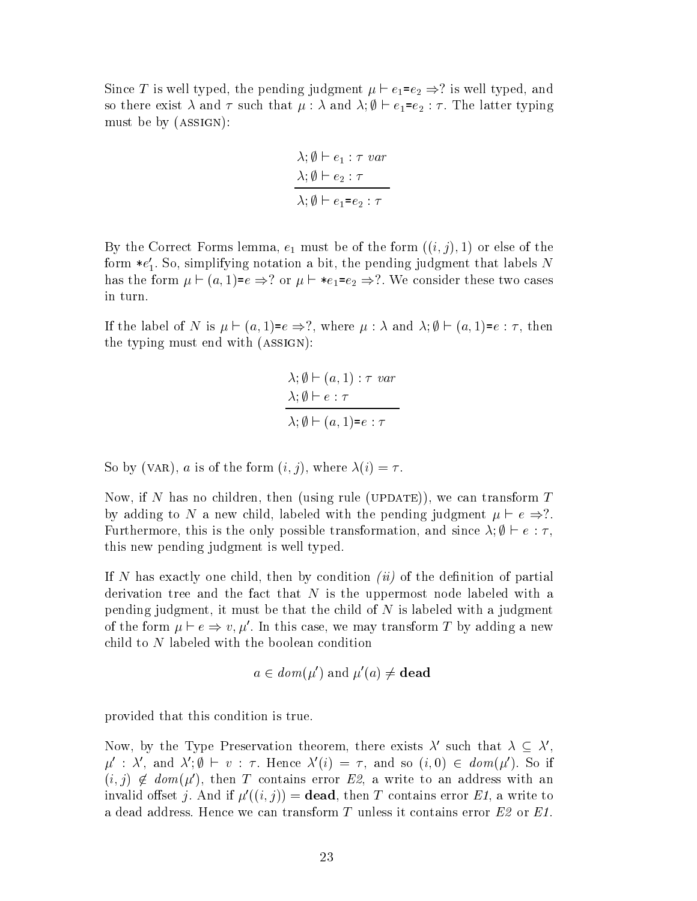Since $T$ is well typed, the pending judgment $\mu \vdash e_1\texttt{=}e_2 \Rightarrow ?$ is well typed, and so there exist $\lambda$ and $\tau$ such that $\mu : \lambda$ and $\lambda; \emptyset \vdash e_1\texttt{=}e_2 : \tau$. The latter typing must be by (ASSIGN):

$$\frac{\begin{array}{l}\lambda; \emptyset \vdash e_1 : \tau \ var \\ \lambda; \emptyset \vdash e_2 : \tau\end{array}}{\lambda; \emptyset \vdash e_1\texttt{=}e_2 : \tau}$$

By the Correct Forms lemma, $e_1$ must be of the form $((i,j),1)$ or else of the form $*e_1'$. So, simplifying notation a bit, the pending judgment that labels $N$ has the form $\mu \vdash (a,1)\texttt{=}e \Rightarrow ?$ or $\mu \vdash *e_1\texttt{=}e_2 \Rightarrow ?$. We consider these two cases in turn.

If the label of $N$ is $\mu \vdash (a,1)\texttt{=}e \Rightarrow ?$, where $\mu : \lambda$ and $\lambda; \emptyset \vdash (a,1)\texttt{=}e : \tau$, then the typing must end with (ASSIGN):

$$\frac{\begin{array}{l}\lambda; \emptyset \vdash (a,1) : \tau \ var \\ \lambda; \emptyset \vdash e : \tau\end{array}}{\lambda; \emptyset \vdash (a,1)\texttt{=}e : \tau}$$

So by (VAR), $a$ is of the form $(i,j)$, where $\lambda(i) = \tau$.

Now, if $N$ has no children, then (using rule (UPDATE)), we can transform $T$ by adding to $N$ a new child, labeled with the pending judgment $\mu \vdash e \Rightarrow ?$. Furthermore, this is the only possible transformation, and since $\lambda; \emptyset \vdash e : \tau$, this new pending judgment is well typed.

If $N$ has exactly one child, then by condition *(ii)* of the definition of partial derivation tree and the fact that $N$ is the uppermost node labeled with a pending judgment, it must be that the child of $N$ is labeled with a judgment of the form $\mu \vdash e \Rightarrow v, \mu'$. In this case, we may transform $T$ by adding a new child to $N$ labeled with the boolean condition

$$a \in dom(\mu') \text{ and } \mu'(a) \neq \mathbf{dead}$$

provided that this condition is true.

Now, by the Type Preservation theorem, there exists $\lambda'$ such that $\lambda \subseteq \lambda'$, $\mu' : \lambda'$, and $\lambda'; \emptyset \vdash v : \tau$. Hence $\lambda'(i) = \tau$, and so $(i,0) \in dom(\mu')$. So if $(i,j) \notin dom(\mu')$, then $T$ contains error *E2*, a write to an address with an invalid offset $j$. And if $\mu'((i,j)) = \mathbf{dead}$, then $T$ contains error *E1*, a write to a dead address. Hence we can transform $T$ unless it contains error *E2* or *E1*.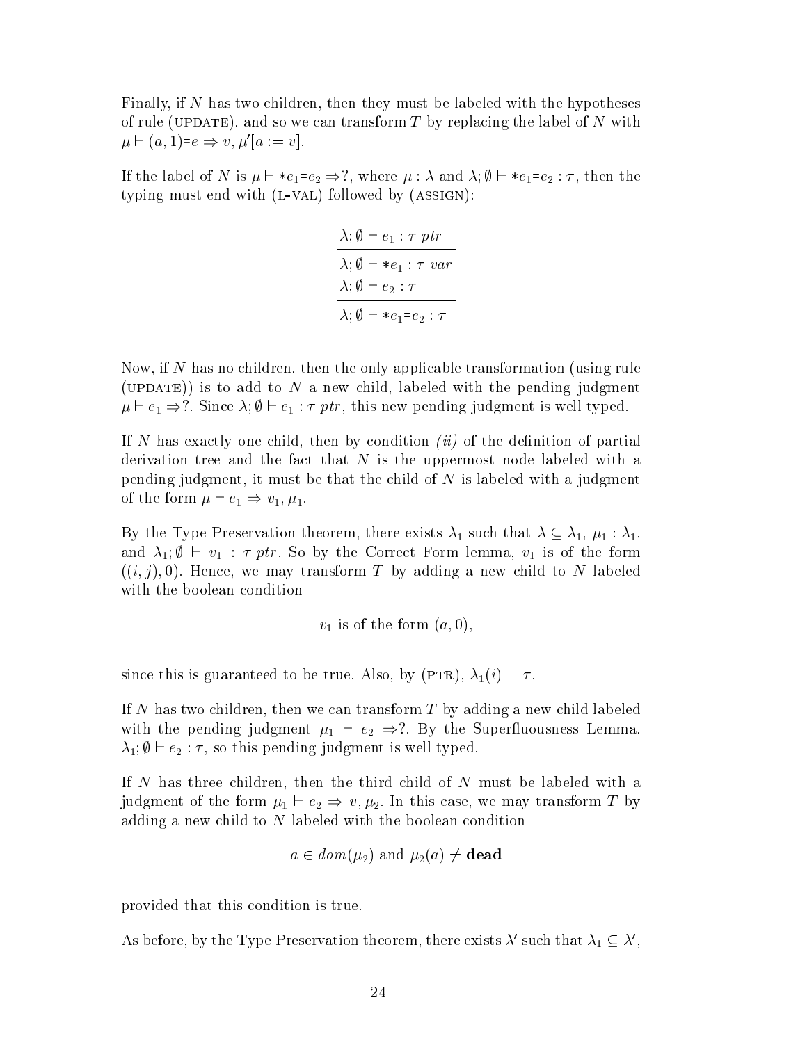Finally, if $N$ has two children, then they must be labeled with the hypotheses of rule (UPDATE), and so we can transform $T$ by replacing the label of $N$ with $\mu \vdash (a,1)\texttt{=}e \Rightarrow v, \mu'[a := v]$.

If the label of $N$ is $\mu \vdash *e_1\texttt{=}e_2 \Rightarrow ?$, where $\mu : \lambda$ and $\lambda; \emptyset \vdash *e_1\texttt{=}e_2 : \tau$, then the typing must end with (L-VAL) followed by (ASSIGN):

$$\frac{\dfrac{\lambda; \emptyset \vdash e_1 : \tau\ ptr}{\lambda; \emptyset \vdash *e_1 : \tau\ var} \qquad \lambda; \emptyset \vdash e_2 : \tau}{\lambda; \emptyset \vdash *e_1\texttt{=}e_2 : \tau}$$

Now, if $N$ has no children, then the only applicable transformation (using rule (UPDATE)) is to add to $N$ a new child, labeled with the pending judgment $\mu \vdash e_1 \Rightarrow ?$. Since $\lambda; \emptyset \vdash e_1 : \tau\ ptr$, this new pending judgment is well typed.

If $N$ has exactly one child, then by condition *(ii)* of the definition of partial derivation tree and the fact that $N$ is the uppermost node labeled with a pending judgment, it must be that the child of $N$ is labeled with a judgment of the form $\mu \vdash e_1 \Rightarrow v_1, \mu_1$.

By the Type Preservation theorem, there exists $\lambda_1$ such that $\lambda \subseteq \lambda_1$, $\mu_1 : \lambda_1$, and $\lambda_1; \emptyset \vdash v_1 : \tau\ ptr$. So by the Correct Form lemma, $v_1$ is of the form $((i,j),0)$. Hence, we may transform $T$ by adding a new child to $N$ labeled with the boolean condition

$$v_1 \text{ is of the form } (a, 0),$$

since this is guaranteed to be true. Also, by (PTR), $\lambda_1(i) = \tau$.

If $N$ has two children, then we can transform $T$ by adding a new child labeled with the pending judgment $\mu_1 \vdash e_2 \Rightarrow ?$. By the Superfluousness Lemma, $\lambda_1; \emptyset \vdash e_2 : \tau$, so this pending judgment is well typed.

If $N$ has three children, then the third child of $N$ must be labeled with a judgment of the form $\mu_1 \vdash e_2 \Rightarrow v, \mu_2$. In this case, we may transform $T$ by adding a new child to $N$ labeled with the boolean condition

$$a \in dom(\mu_2) \text{ and } \mu_2(a) \neq \mathbf{dead}$$

provided that this condition is true.

As before, by the Type Preservation theorem, there exists $\lambda'$ such that $\lambda_1 \subseteq \lambda'$,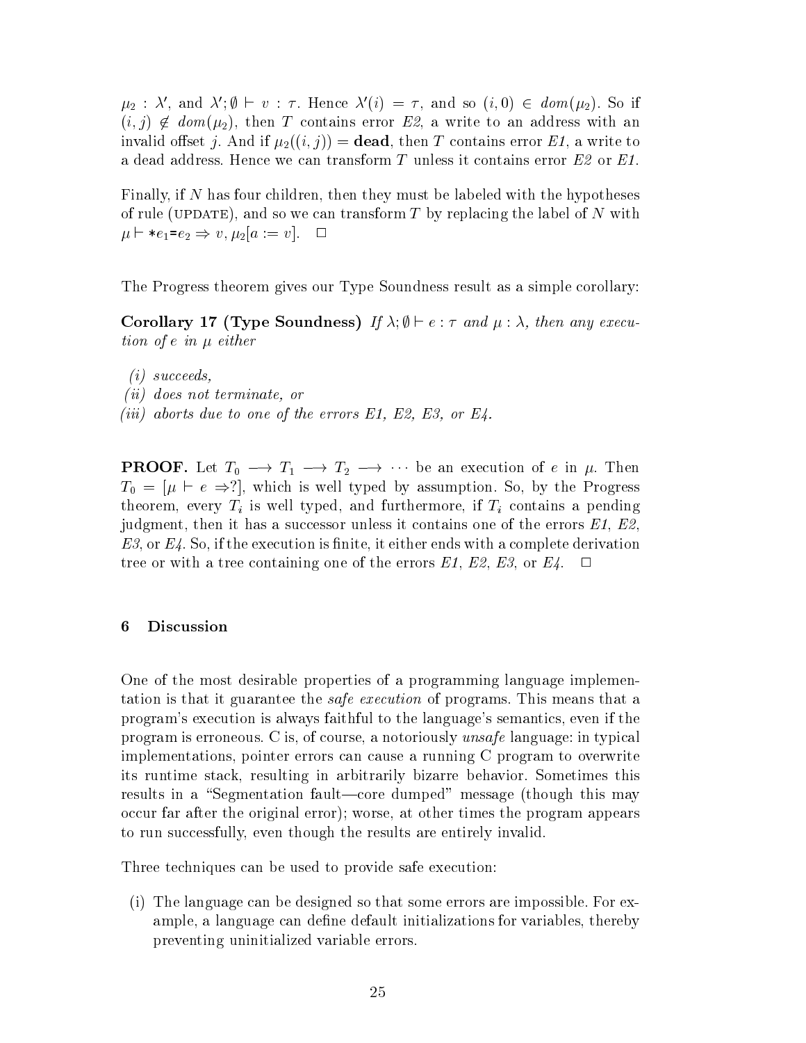$\mu_2 : \lambda'$, and $\lambda'; \emptyset \vdash v : \tau$. Hence $\lambda'(i) = \tau$, and so $(i, 0) \in dom(\mu_2)$. So if $(i, j) \notin dom(\mu_2)$, then $T$ contains error *E2*, a write to an address with an invalid offset $j$. And if $\mu_2((i, j)) = \mathbf{dead}$, then $T$ contains error *E1*, a write to a dead address. Hence we can transform $T$ unless it contains error *E2* or *E1*.

Finally, if $N$ has four children, then they must be labeled with the hypotheses of rule (UPDATE), and so we can transform $T$ by replacing the label of $N$ with $\mu \vdash *e_1\texttt{=}e_2 \Rightarrow v, \mu_2[a := v]$. $\square$

The Progress theorem gives our Type Soundness result as a simple corollary:

**Corollary 17 (Type Soundness)** *If $\lambda; \emptyset \vdash e : \tau$ and $\mu : \lambda$, then any execution of $e$ in $\mu$ either*

*(i) succeeds,*
*(ii) does not terminate, or*
*(iii) aborts due to one of the errors E1, E2, E3, or E4.*

**PROOF.** Let $T_0 \longrightarrow T_1 \longrightarrow T_2 \longrightarrow \cdots$ be an execution of $e$ in $\mu$. Then $T_0 = [\mu \vdash e \Rightarrow ?]$, which is well typed by assumption. So, by the Progress theorem, every $T_i$ is well typed, and furthermore, if $T_i$ contains a pending judgment, then it has a successor unless it contains one of the errors *E1*, *E2*, *E3*, or *E4*. So, if the execution is finite, it either ends with a complete derivation tree or with a tree containing one of the errors *E1*, *E2*, *E3*, or *E4*. $\square$

## 6 Discussion

One of the most desirable properties of a programming language implementation is that it guarantee the *safe execution* of programs. This means that a program's execution is always faithful to the language's semantics, even if the program is erroneous. C is, of course, a notoriously *unsafe* language: in typical implementations, pointer errors can cause a running C program to overwrite its runtime stack, resulting in arbitrarily bizarre behavior. Sometimes this results in a "Segmentation fault—core dumped" message (though this may occur far after the original error); worse, at other times the program appears to run successfully, even though the results are entirely invalid.

Three techniques can be used to provide safe execution:

(i) The language can be designed so that some errors are impossible. For example, a language can define default initializations for variables, thereby preventing uninitialized variable errors.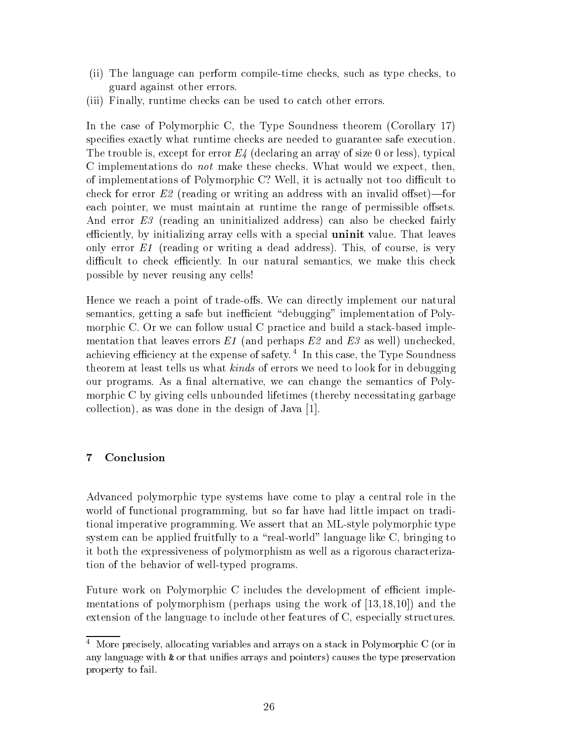(ii) The language can perform compile-time checks, such as type checks, to guard against other errors.
(iii) Finally, runtime checks can be used to catch other errors.

In the case of Polymorphic C, the Type Soundness theorem (Corollary 17) specifies exactly what runtime checks are needed to guarantee safe execution. The trouble is, except for error *E4* (declaring an array of size 0 or less), typical C implementations do *not* make these checks. What would we expect, then, of implementations of Polymorphic C? Well, it is actually not too difficult to check for error *E2* (reading or writing an address with an invalid offset)—for each pointer, we must maintain at runtime the range of permissible offsets. And error *E3* (reading an uninitialized address) can also be checked fairly efficiently, by initializing array cells with a special **uninit** value. That leaves only error *E1* (reading or writing a dead address). This, of course, is very difficult to check efficiently. In our natural semantics, we make this check possible by never reusing any cells!

Hence we reach a point of trade-offs. We can directly implement our natural semantics, getting a safe but inefficient "debugging" implementation of Polymorphic C. Or we can follow usual C practice and build a stack-based implementation that leaves errors *E1* (and perhaps *E2* and *E3* as well) unchecked, achieving efficiency at the expense of safety.[4] In this case, the Type Soundness theorem at least tells us what *kinds* of errors we need to look for in debugging our programs. As a final alternative, we can change the semantics of Polymorphic C by giving cells unbounded lifetimes (thereby necessitating garbage collection), as was done in the design of Java [1].

## 7 Conclusion

Advanced polymorphic type systems have come to play a central role in the world of functional programming, but so far have had little impact on traditional imperative programming. We assert that an ML-style polymorphic type system can be applied fruitfully to a "real-world" language like C, bringing to it both the expressiveness of polymorphism as well as a rigorous characterization of the behavior of well-typed programs.

Future work on Polymorphic C includes the development of efficient implementations of polymorphism (perhaps using the work of [13,18,10]) and the extension of the language to include other features of C, especially structures.

---

[4] More precisely, allocating variables and arrays on a stack in Polymorphic C (or in any language with `&` or that unifies arrays and pointers) causes the type preservation property to fail.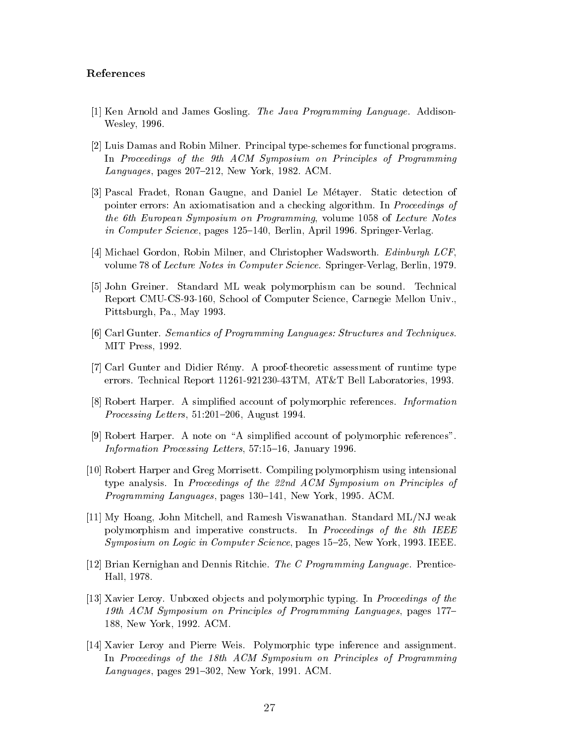## References

[1] Ken Arnold and James Gosling. *The Java Programming Language*. Addison-Wesley, 1996.

[2] Luis Damas and Robin Milner. Principal type-schemes for functional programs. In *Proceedings of the 9th ACM Symposium on Principles of Programming Languages*, pages 207–212, New York, 1982. ACM.

[3] Pascal Fradet, Ronan Gaugne, and Daniel Le Métayer. Static detection of pointer errors: An axiomatisation and a checking algorithm. In *Proceedings of the 6th European Symposium on Programming*, volume 1058 of *Lecture Notes in Computer Science*, pages 125–140, Berlin, April 1996. Springer-Verlag.

[4] Michael Gordon, Robin Milner, and Christopher Wadsworth. *Edinburgh LCF*, volume 78 of *Lecture Notes in Computer Science*. Springer-Verlag, Berlin, 1979.

[5] John Greiner. Standard ML weak polymorphism can be sound. Technical Report CMU-CS-93-160, School of Computer Science, Carnegie Mellon Univ., Pittsburgh, Pa., May 1993.

[6] Carl Gunter. *Semantics of Programming Languages: Structures and Techniques*. MIT Press, 1992.

[7] Carl Gunter and Didier Rémy. A proof-theoretic assessment of runtime type errors. Technical Report 11261-921230-43TM, AT&T Bell Laboratories, 1993.

[8] Robert Harper. A simplified account of polymorphic references. *Information Processing Letters*, 51:201–206, August 1994.

[9] Robert Harper. A note on "A simplified account of polymorphic references". *Information Processing Letters*, 57:15–16, January 1996.

[10] Robert Harper and Greg Morrisett. Compiling polymorphism using intensional type analysis. In *Proceedings of the 22nd ACM Symposium on Principles of Programming Languages*, pages 130–141, New York, 1995. ACM.

[11] My Hoang, John Mitchell, and Ramesh Viswanathan. Standard ML/NJ weak polymorphism and imperative constructs. In *Proceedings of the 8th IEEE Symposium on Logic in Computer Science*, pages 15–25, New York, 1993. IEEE.

[12] Brian Kernighan and Dennis Ritchie. *The C Programming Language*. Prentice-Hall, 1978.

[13] Xavier Leroy. Unboxed objects and polymorphic typing. In *Proceedings of the 19th ACM Symposium on Principles of Programming Languages*, pages 177–188, New York, 1992. ACM.

[14] Xavier Leroy and Pierre Weis. Polymorphic type inference and assignment. In *Proceedings of the 18th ACM Symposium on Principles of Programming Languages*, pages 291–302, New York, 1991. ACM.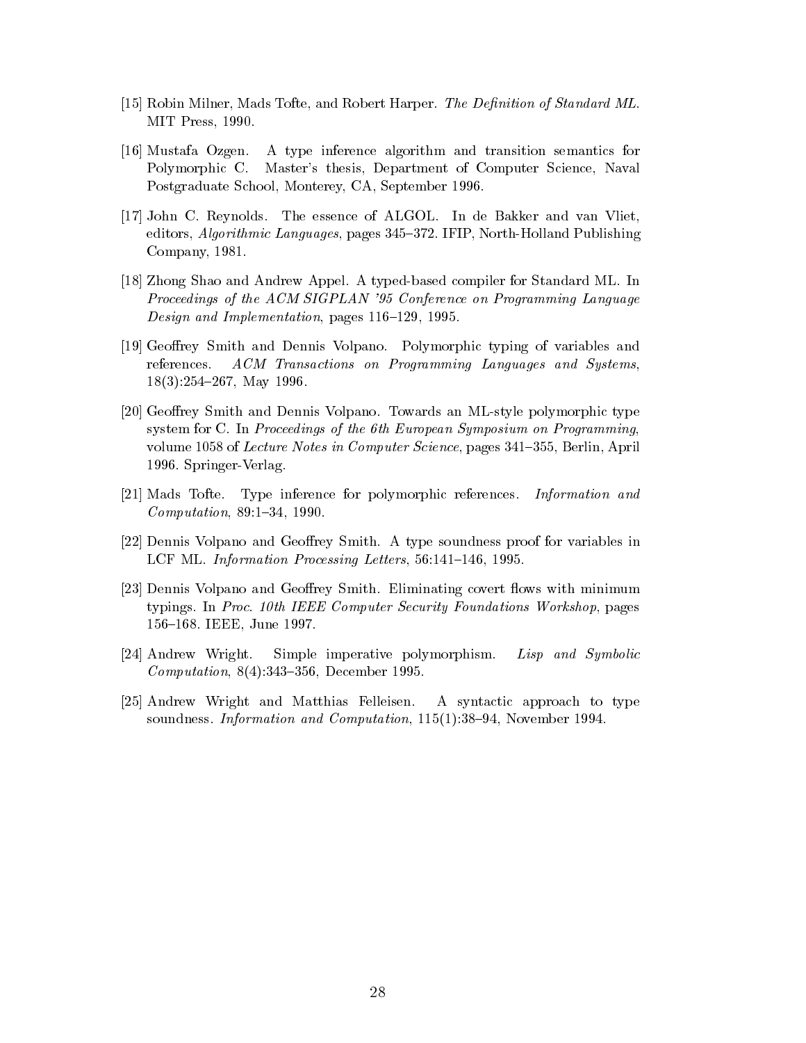[15] Robin Milner, Mads Tofte, and Robert Harper. *The Definition of Standard ML*. MIT Press, 1990.

[16] Mustafa Ozgen. A type inference algorithm and transition semantics for Polymorphic C. Master's thesis, Department of Computer Science, Naval Postgraduate School, Monterey, CA, September 1996.

[17] John C. Reynolds. The essence of ALGOL. In de Bakker and van Vliet, editors, *Algorithmic Languages*, pages 345–372. IFIP, North-Holland Publishing Company, 1981.

[18] Zhong Shao and Andrew Appel. A typed-based compiler for Standard ML. In *Proceedings of the ACM SIGPLAN '95 Conference on Programming Language Design and Implementation*, pages 116–129, 1995.

[19] Geoffrey Smith and Dennis Volpano. Polymorphic typing of variables and references. *ACM Transactions on Programming Languages and Systems*, 18(3):254–267, May 1996.

[20] Geoffrey Smith and Dennis Volpano. Towards an ML-style polymorphic type system for C. In *Proceedings of the 6th European Symposium on Programming*, volume 1058 of *Lecture Notes in Computer Science*, pages 341–355, Berlin, April 1996. Springer-Verlag.

[21] Mads Tofte. Type inference for polymorphic references. *Information and Computation*, 89:1–34, 1990.

[22] Dennis Volpano and Geoffrey Smith. A type soundness proof for variables in LCF ML. *Information Processing Letters*, 56:141–146, 1995.

[23] Dennis Volpano and Geoffrey Smith. Eliminating covert flows with minimum typings. In *Proc. 10th IEEE Computer Security Foundations Workshop*, pages 156–168. IEEE, June 1997.

[24] Andrew Wright. Simple imperative polymorphism. *Lisp and Symbolic Computation*, 8(4):343–356, December 1995.

[25] Andrew Wright and Matthias Felleisen. A syntactic approach to type soundness. *Information and Computation*, 115(1):38–94, November 1994.